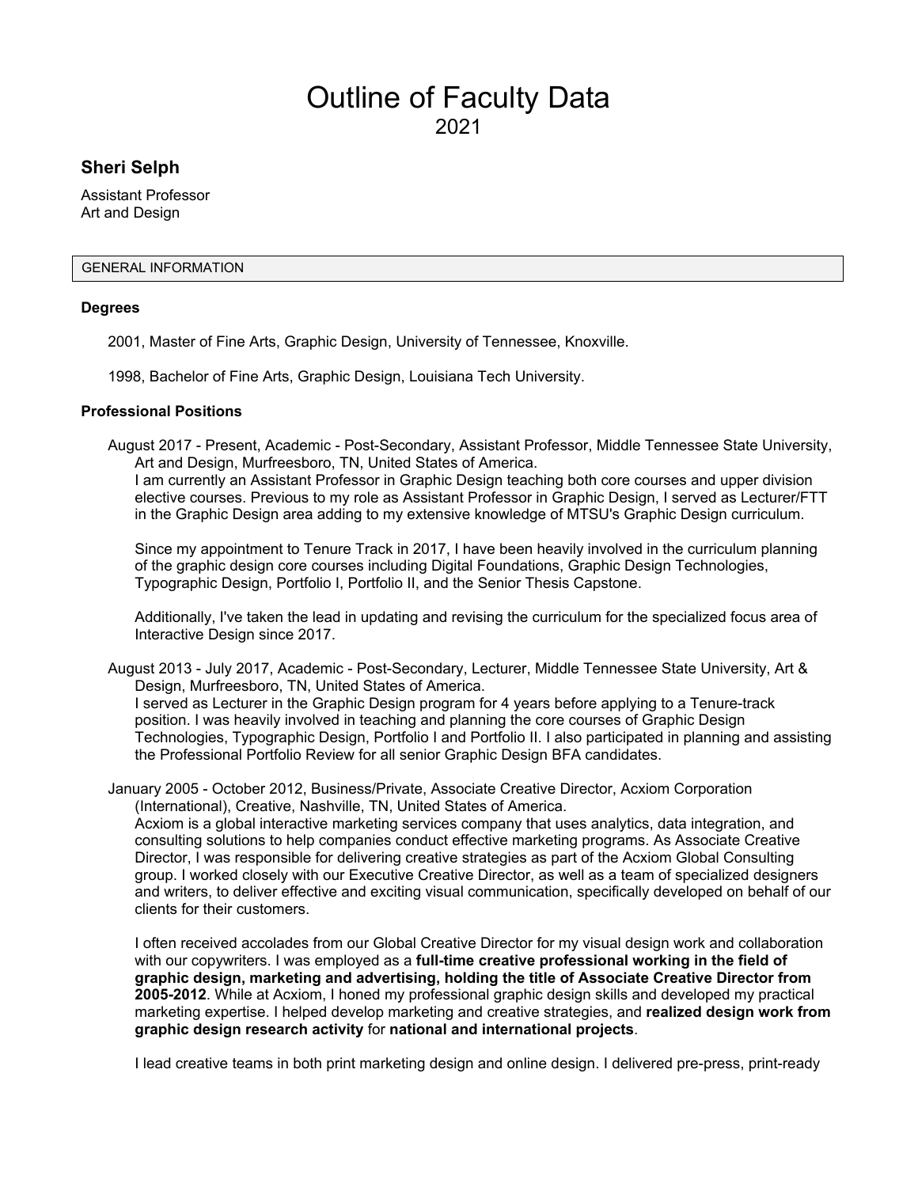# Outline of Faculty Data

2021

## Sheri Selph

Assistant Professor
Art and Design

### GENERAL INFORMATION

#### Degrees

2001, Master of Fine Arts, Graphic Design, University of Tennessee, Knoxville.

1998, Bachelor of Fine Arts, Graphic Design, Louisiana Tech University.

#### Professional Positions

August 2017 - Present, Academic - Post-Secondary, Assistant Professor, Middle Tennessee State University, Art and Design, Murfreesboro, TN, United States of America.
I am currently an Assistant Professor in Graphic Design teaching both core courses and upper division elective courses. Previous to my role as Assistant Professor in Graphic Design, I served as Lecturer/FTT in the Graphic Design area adding to my extensive knowledge of MTSU's Graphic Design curriculum.

Since my appointment to Tenure Track in 2017, I have been heavily involved in the curriculum planning of the graphic design core courses including Digital Foundations, Graphic Design Technologies, Typographic Design, Portfolio I, Portfolio II, and the Senior Thesis Capstone.

Additionally, I've taken the lead in updating and revising the curriculum for the specialized focus area of Interactive Design since 2017.

August 2013 - July 2017, Academic - Post-Secondary, Lecturer, Middle Tennessee State University, Art & Design, Murfreesboro, TN, United States of America.
I served as Lecturer in the Graphic Design program for 4 years before applying to a Tenure-track position. I was heavily involved in teaching and planning the core courses of Graphic Design Technologies, Typographic Design, Portfolio I and Portfolio II. I also participated in planning and assisting the Professional Portfolio Review for all senior Graphic Design BFA candidates.

January 2005 - October 2012, Business/Private, Associate Creative Director, Acxiom Corporation (International), Creative, Nashville, TN, United States of America.
Acxiom is a global interactive marketing services company that uses analytics, data integration, and consulting solutions to help companies conduct effective marketing programs. As Associate Creative Director, I was responsible for delivering creative strategies as part of the Acxiom Global Consulting group. I worked closely with our Executive Creative Director, as well as a team of specialized designers and writers, to deliver effective and exciting visual communication, specifically developed on behalf of our clients for their customers.

I often received accolades from our Global Creative Director for my visual design work and collaboration with our copywriters. I was employed as a **full-time creative professional working in the field of graphic design, marketing and advertising, holding the title of Associate Creative Director from 2005-2012**. While at Acxiom, I honed my professional graphic design skills and developed my practical marketing expertise. I helped develop marketing and creative strategies, and **realized design work from graphic design research activity** for **national and international projects**.

I lead creative teams in both print marketing design and online design. I delivered pre-press, print-ready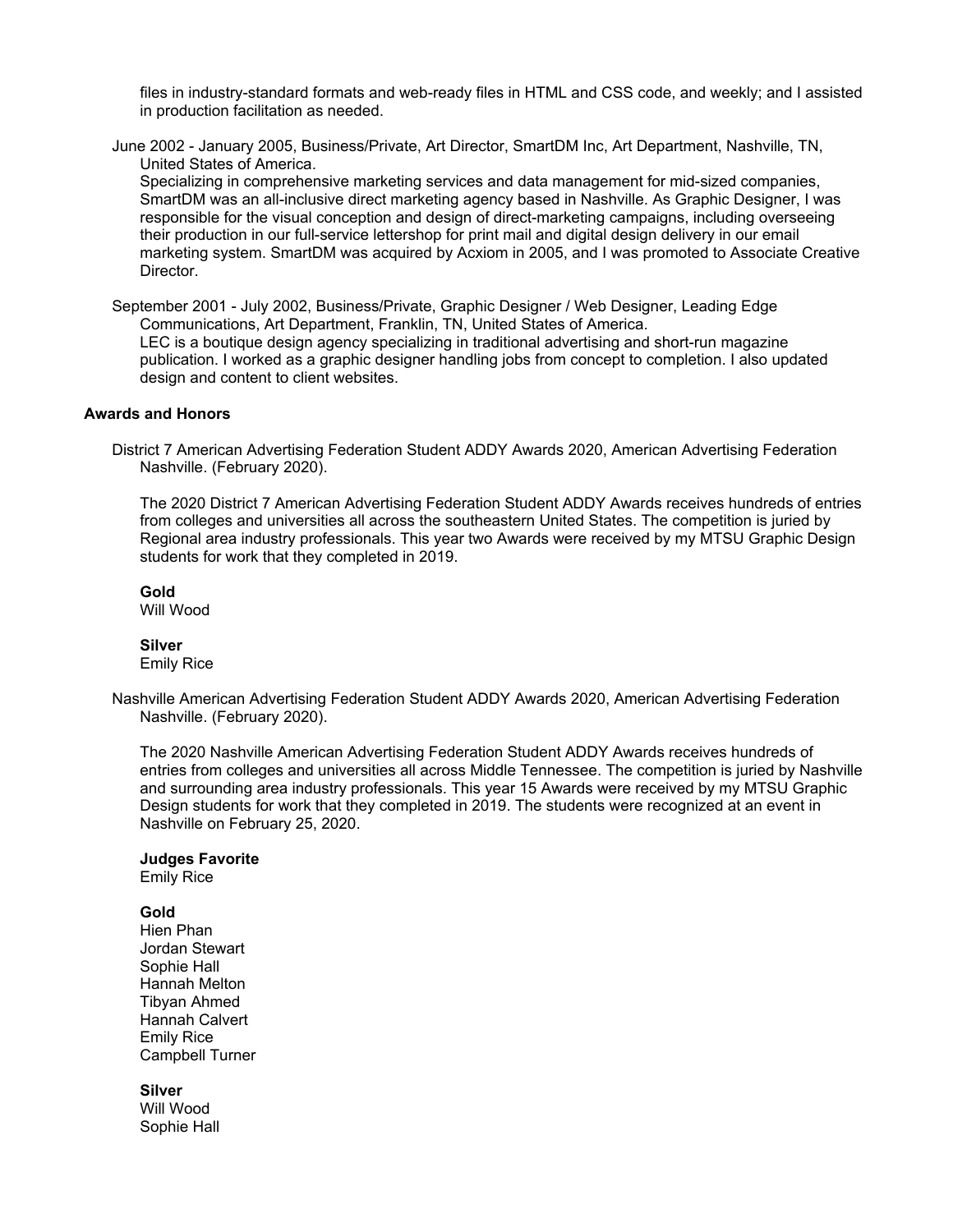files in industry-standard formats and web-ready files in HTML and CSS code, and weekly; and I assisted in production facilitation as needed.

June 2002 - January 2005, Business/Private, Art Director, SmartDM Inc, Art Department, Nashville, TN, United States of America.
Specializing in comprehensive marketing services and data management for mid-sized companies, SmartDM was an all-inclusive direct marketing agency based in Nashville. As Graphic Designer, I was responsible for the visual conception and design of direct-marketing campaigns, including overseeing their production in our full-service lettershop for print mail and digital design delivery in our email marketing system. SmartDM was acquired by Acxiom in 2005, and I was promoted to Associate Creative Director.

September 2001 - July 2002, Business/Private, Graphic Designer / Web Designer, Leading Edge Communications, Art Department, Franklin, TN, United States of America.
LEC is a boutique design agency specializing in traditional advertising and short-run magazine publication. I worked as a graphic designer handling jobs from concept to completion. I also updated design and content to client websites.

### Awards and Honors

District 7 American Advertising Federation Student ADDY Awards 2020, American Advertising Federation Nashville. (February 2020).

The 2020 District 7 American Advertising Federation Student ADDY Awards receives hundreds of entries from colleges and universities all across the southeastern United States. The competition is juried by Regional area industry professionals. This year two Awards were received by my MTSU Graphic Design students for work that they completed in 2019.

**Gold**
Will Wood

**Silver**
Emily Rice

Nashville American Advertising Federation Student ADDY Awards 2020, American Advertising Federation Nashville. (February 2020).

The 2020 Nashville American Advertising Federation Student ADDY Awards receives hundreds of entries from colleges and universities all across Middle Tennessee. The competition is juried by Nashville and surrounding area industry professionals. This year 15 Awards were received by my MTSU Graphic Design students for work that they completed in 2019. The students were recognized at an event in Nashville on February 25, 2020.

**Judges Favorite**
Emily Rice

**Gold**
Hien Phan
Jordan Stewart
Sophie Hall
Hannah Melton
Tibyan Ahmed
Hannah Calvert
Emily Rice
Campbell Turner

**Silver**
Will Wood
Sophie Hall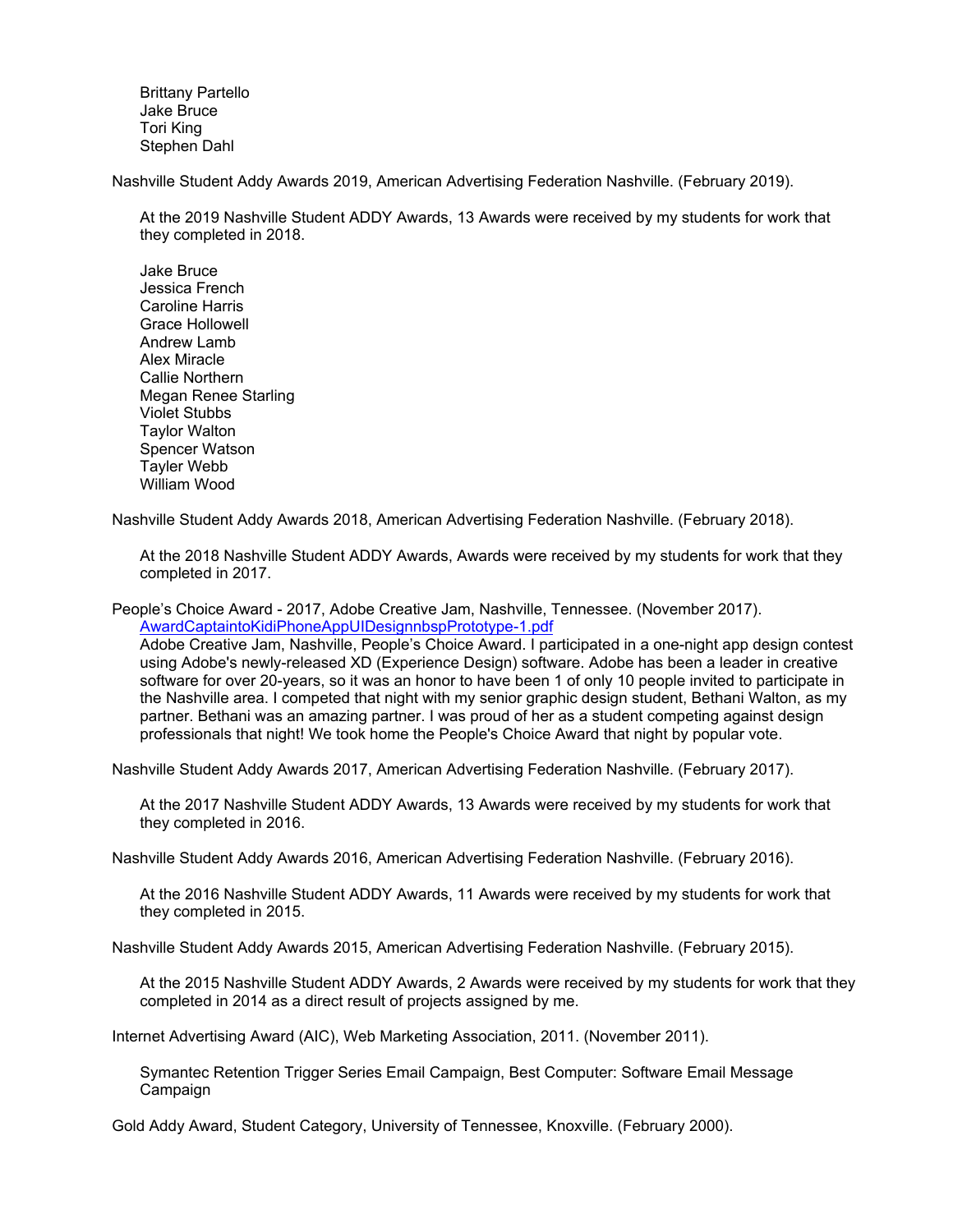Brittany Partello
Jake Bruce
Tori King
Stephen Dahl

Nashville Student Addy Awards 2019, American Advertising Federation Nashville. (February 2019).

At the 2019 Nashville Student ADDY Awards, 13 Awards were received by my students for work that they completed in 2018.

Jake Bruce
Jessica French
Caroline Harris
Grace Hollowell
Andrew Lamb
Alex Miracle
Callie Northern
Megan Renee Starling
Violet Stubbs
Taylor Walton
Spencer Watson
Tayler Webb
William Wood

Nashville Student Addy Awards 2018, American Advertising Federation Nashville. (February 2018).

At the 2018 Nashville Student ADDY Awards, Awards were received by my students for work that they completed in 2017.

People's Choice Award - 2017, Adobe Creative Jam, Nashville, Tennessee. (November 2017).
AwardCaptaintoKidiPhoneAppUIDesignnbspPrototype-1.pdf
Adobe Creative Jam, Nashville, People's Choice Award. I participated in a one-night app design contest using Adobe's newly-released XD (Experience Design) software. Adobe has been a leader in creative software for over 20-years, so it was an honor to have been 1 of only 10 people invited to participate in the Nashville area. I competed that night with my senior graphic design student, Bethani Walton, as my partner. Bethani was an amazing partner. I was proud of her as a student competing against design professionals that night! We took home the People's Choice Award that night by popular vote.

Nashville Student Addy Awards 2017, American Advertising Federation Nashville. (February 2017).

At the 2017 Nashville Student ADDY Awards, 13 Awards were received by my students for work that they completed in 2016.

Nashville Student Addy Awards 2016, American Advertising Federation Nashville. (February 2016).

At the 2016 Nashville Student ADDY Awards, 11 Awards were received by my students for work that they completed in 2015.

Nashville Student Addy Awards 2015, American Advertising Federation Nashville. (February 2015).

At the 2015 Nashville Student ADDY Awards, 2 Awards were received by my students for work that they completed in 2014 as a direct result of projects assigned by me.

Internet Advertising Award (AIC), Web Marketing Association, 2011. (November 2011).

Symantec Retention Trigger Series Email Campaign, Best Computer: Software Email Message Campaign

Gold Addy Award, Student Category, University of Tennessee, Knoxville. (February 2000).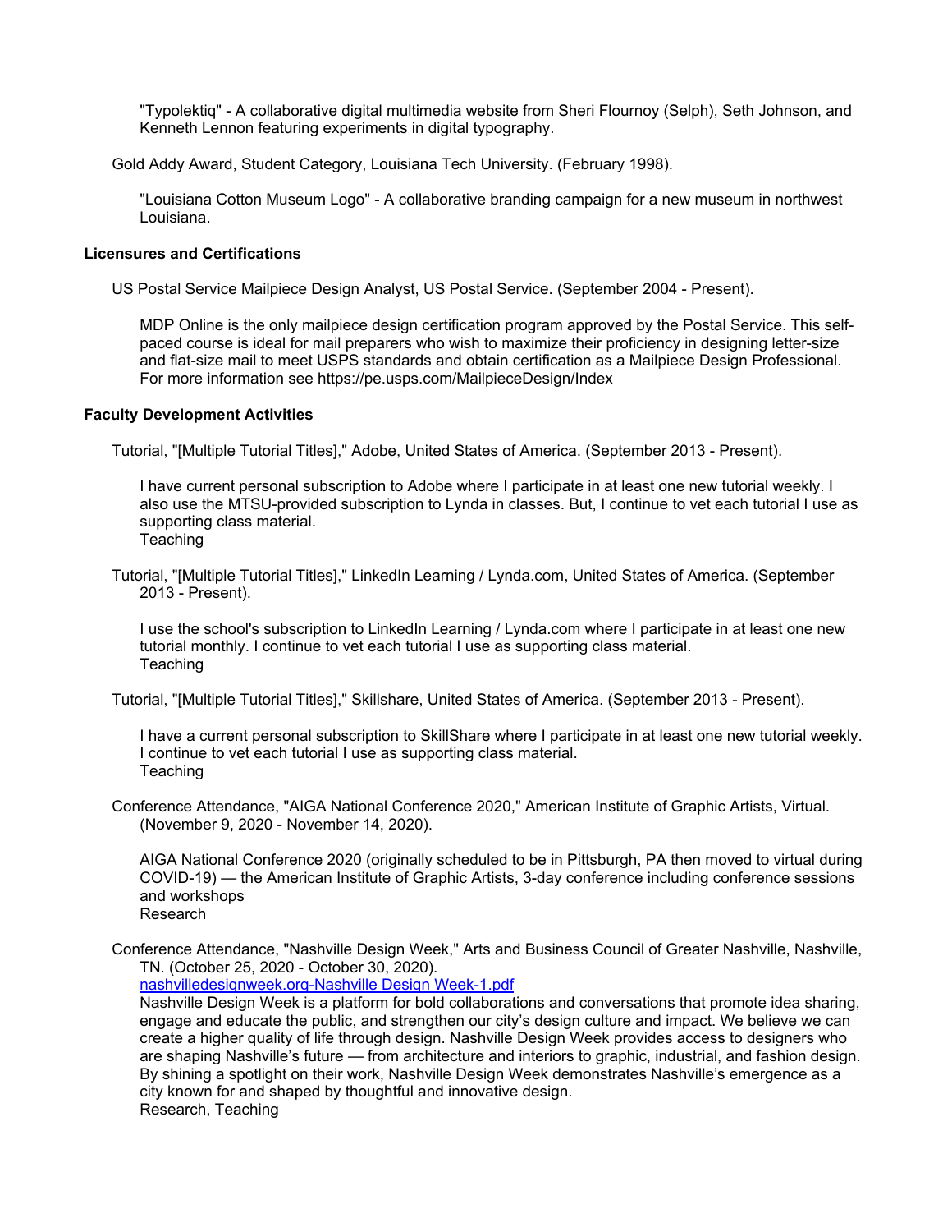"Typolektiq" - A collaborative digital multimedia website from Sheri Flournoy (Selph), Seth Johnson, and Kenneth Lennon featuring experiments in digital typography.

Gold Addy Award, Student Category, Louisiana Tech University. (February 1998).

"Louisiana Cotton Museum Logo" - A collaborative branding campaign for a new museum in northwest Louisiana.

**Licensures and Certifications**

US Postal Service Mailpiece Design Analyst, US Postal Service. (September 2004 - Present).

MDP Online is the only mailpiece design certification program approved by the Postal Service. This self-paced course is ideal for mail preparers who wish to maximize their proficiency in designing letter-size and flat-size mail to meet USPS standards and obtain certification as a Mailpiece Design Professional. For more information see https://pe.usps.com/MailpieceDesign/Index

**Faculty Development Activities**

Tutorial, "[Multiple Tutorial Titles]," Adobe, United States of America. (September 2013 - Present).

I have current personal subscription to Adobe where I participate in at least one new tutorial weekly. I also use the MTSU-provided subscription to Lynda in classes. But, I continue to vet each tutorial I use as supporting class material.
Teaching

Tutorial, "[Multiple Tutorial Titles]," LinkedIn Learning / Lynda.com, United States of America. (September 2013 - Present).

I use the school's subscription to LinkedIn Learning / Lynda.com where I participate in at least one new tutorial monthly. I continue to vet each tutorial I use as supporting class material.
Teaching

Tutorial, "[Multiple Tutorial Titles]," Skillshare, United States of America. (September 2013 - Present).

I have a current personal subscription to SkillShare where I participate in at least one new tutorial weekly. I continue to vet each tutorial I use as supporting class material.
Teaching

Conference Attendance, "AIGA National Conference 2020," American Institute of Graphic Artists, Virtual. (November 9, 2020 - November 14, 2020).

AIGA National Conference 2020 (originally scheduled to be in Pittsburgh, PA then moved to virtual during COVID-19) — the American Institute of Graphic Artists, 3-day conference including conference sessions and workshops
Research

Conference Attendance, "Nashville Design Week," Arts and Business Council of Greater Nashville, Nashville, TN. (October 25, 2020 - October 30, 2020).
nashvilledesignweek.org-Nashville Design Week-1.pdf
Nashville Design Week is a platform for bold collaborations and conversations that promote idea sharing, engage and educate the public, and strengthen our city's design culture and impact. We believe we can create a higher quality of life through design. Nashville Design Week provides access to designers who are shaping Nashville's future — from architecture and interiors to graphic, industrial, and fashion design. By shining a spotlight on their work, Nashville Design Week demonstrates Nashville's emergence as a city known for and shaped by thoughtful and innovative design.
Research, Teaching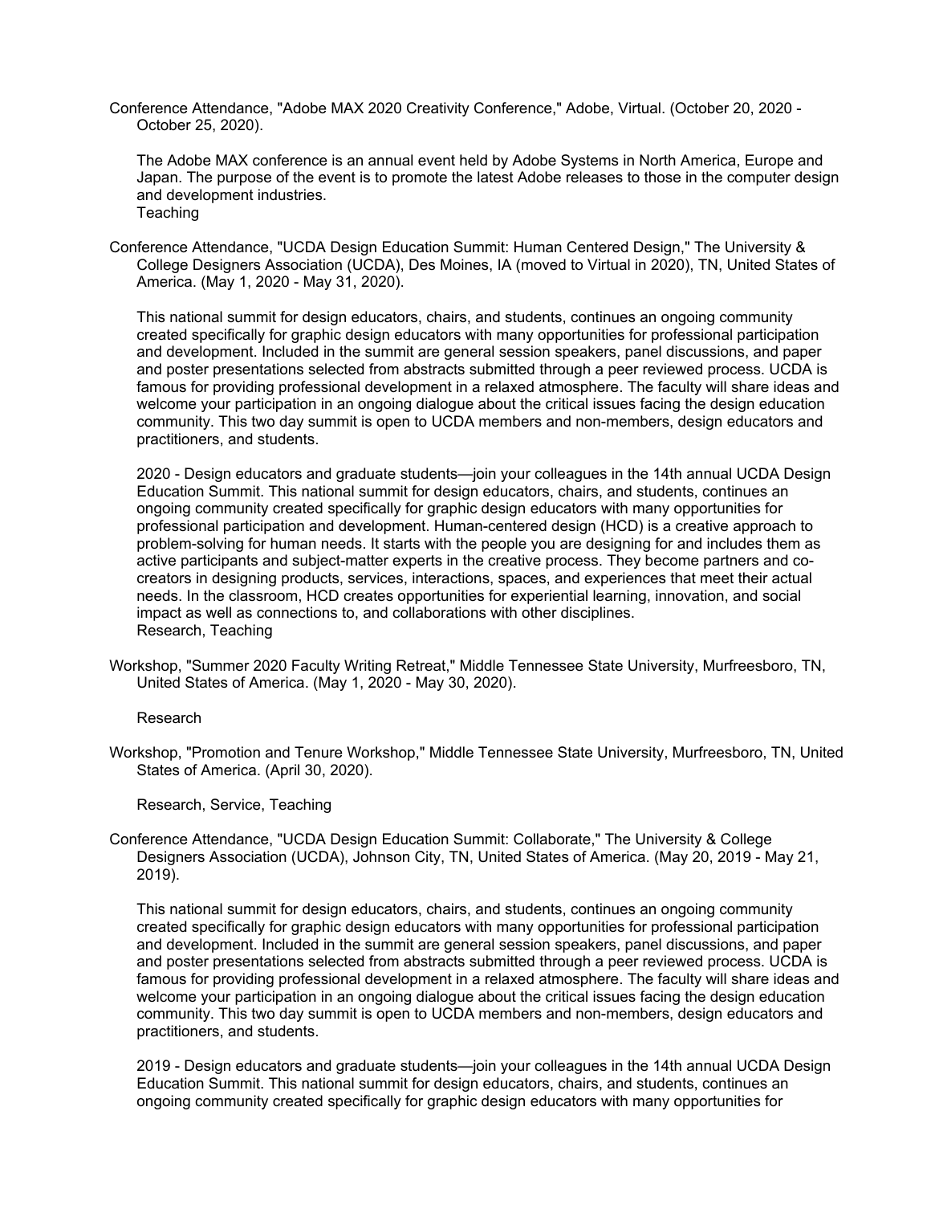Conference Attendance, "Adobe MAX 2020 Creativity Conference," Adobe, Virtual. (October 20, 2020 - October 25, 2020).

The Adobe MAX conference is an annual event held by Adobe Systems in North America, Europe and Japan. The purpose of the event is to promote the latest Adobe releases to those in the computer design and development industries.
Teaching

Conference Attendance, "UCDA Design Education Summit: Human Centered Design," The University & College Designers Association (UCDA), Des Moines, IA (moved to Virtual in 2020), TN, United States of America. (May 1, 2020 - May 31, 2020).

This national summit for design educators, chairs, and students, continues an ongoing community created specifically for graphic design educators with many opportunities for professional participation and development. Included in the summit are general session speakers, panel discussions, and paper and poster presentations selected from abstracts submitted through a peer reviewed process. UCDA is famous for providing professional development in a relaxed atmosphere. The faculty will share ideas and welcome your participation in an ongoing dialogue about the critical issues facing the design education community. This two day summit is open to UCDA members and non-members, design educators and practitioners, and students.

2020 - Design educators and graduate students—join your colleagues in the 14th annual UCDA Design Education Summit. This national summit for design educators, chairs, and students, continues an ongoing community created specifically for graphic design educators with many opportunities for professional participation and development. Human-centered design (HCD) is a creative approach to problem-solving for human needs. It starts with the people you are designing for and includes them as active participants and subject-matter experts in the creative process. They become partners and co-creators in designing products, services, interactions, spaces, and experiences that meet their actual needs. In the classroom, HCD creates opportunities for experiential learning, innovation, and social impact as well as connections to, and collaborations with other disciplines.
Research, Teaching

Workshop, "Summer 2020 Faculty Writing Retreat," Middle Tennessee State University, Murfreesboro, TN, United States of America. (May 1, 2020 - May 30, 2020).

Research

Workshop, "Promotion and Tenure Workshop," Middle Tennessee State University, Murfreesboro, TN, United States of America. (April 30, 2020).

Research, Service, Teaching

Conference Attendance, "UCDA Design Education Summit: Collaborate," The University & College Designers Association (UCDA), Johnson City, TN, United States of America. (May 20, 2019 - May 21, 2019).

This national summit for design educators, chairs, and students, continues an ongoing community created specifically for graphic design educators with many opportunities for professional participation and development. Included in the summit are general session speakers, panel discussions, and paper and poster presentations selected from abstracts submitted through a peer reviewed process. UCDA is famous for providing professional development in a relaxed atmosphere. The faculty will share ideas and welcome your participation in an ongoing dialogue about the critical issues facing the design education community. This two day summit is open to UCDA members and non-members, design educators and practitioners, and students.

2019 - Design educators and graduate students—join your colleagues in the 14th annual UCDA Design Education Summit. This national summit for design educators, chairs, and students, continues an ongoing community created specifically for graphic design educators with many opportunities for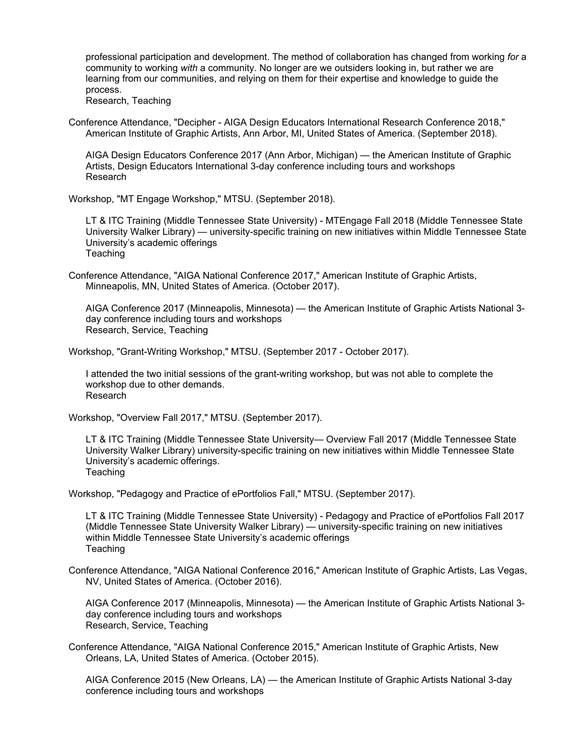professional participation and development. The method of collaboration has changed from working *for* a community to working *with* a community. No longer are we outsiders looking in, but rather we are learning from our communities, and relying on them for their expertise and knowledge to guide the process.
Research, Teaching

Conference Attendance, "Decipher - AIGA Design Educators International Research Conference 2018," American Institute of Graphic Artists, Ann Arbor, MI, United States of America. (September 2018).

AIGA Design Educators Conference 2017 (Ann Arbor, Michigan) — the American Institute of Graphic Artists, Design Educators International 3-day conference including tours and workshops
Research

Workshop, "MT Engage Workshop," MTSU. (September 2018).

LT & ITC Training (Middle Tennessee State University) - MTEngage Fall 2018 (Middle Tennessee State University Walker Library) — university-specific training on new initiatives within Middle Tennessee State University's academic offerings
Teaching

Conference Attendance, "AIGA National Conference 2017," American Institute of Graphic Artists, Minneapolis, MN, United States of America. (October 2017).

AIGA Conference 2017 (Minneapolis, Minnesota) — the American Institute of Graphic Artists National 3-day conference including tours and workshops
Research, Service, Teaching

Workshop, "Grant-Writing Workshop," MTSU. (September 2017 - October 2017).

I attended the two initial sessions of the grant-writing workshop, but was not able to complete the workshop due to other demands.
Research

Workshop, "Overview Fall 2017," MTSU. (September 2017).

LT & ITC Training (Middle Tennessee State University— Overview Fall 2017 (Middle Tennessee State University Walker Library) university-specific training on new initiatives within Middle Tennessee State University's academic offerings.
Teaching

Workshop, "Pedagogy and Practice of ePortfolios Fall," MTSU. (September 2017).

LT & ITC Training (Middle Tennessee State University) - Pedagogy and Practice of ePortfolios Fall 2017 (Middle Tennessee State University Walker Library) — university-specific training on new initiatives within Middle Tennessee State University's academic offerings
Teaching

Conference Attendance, "AIGA National Conference 2016," American Institute of Graphic Artists, Las Vegas, NV, United States of America. (October 2016).

AIGA Conference 2017 (Minneapolis, Minnesota) — the American Institute of Graphic Artists National 3-day conference including tours and workshops
Research, Service, Teaching

Conference Attendance, "AIGA National Conference 2015," American Institute of Graphic Artists, New Orleans, LA, United States of America. (October 2015).

AIGA Conference 2015 (New Orleans, LA) — the American Institute of Graphic Artists National 3-day conference including tours and workshops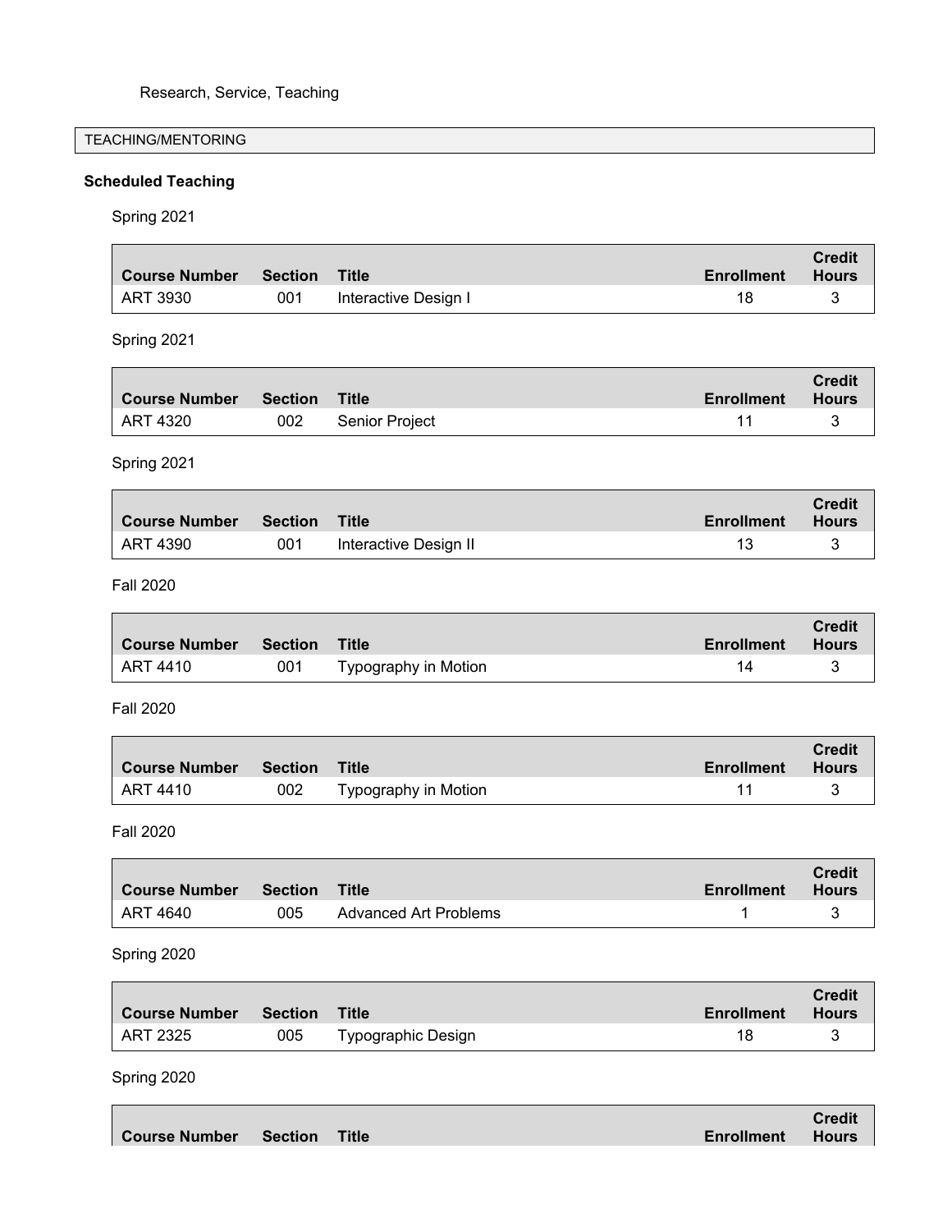Research, Service, Teaching

## TEACHING/MENTORING

### Scheduled Teaching

Spring 2021

| Course Number | Section | Title | Enrollment | Credit Hours |
|---|---|---|---|---|
| ART 3930 | 001 | Interactive Design I | 18 | 3 |

Spring 2021

| Course Number | Section | Title | Enrollment | Credit Hours |
|---|---|---|---|---|
| ART 4320 | 002 | Senior Project | 11 | 3 |

Spring 2021

| Course Number | Section | Title | Enrollment | Credit Hours |
|---|---|---|---|---|
| ART 4390 | 001 | Interactive Design II | 13 | 3 |

Fall 2020

| Course Number | Section | Title | Enrollment | Credit Hours |
|---|---|---|---|---|
| ART 4410 | 001 | Typography in Motion | 14 | 3 |

Fall 2020

| Course Number | Section | Title | Enrollment | Credit Hours |
|---|---|---|---|---|
| ART 4410 | 002 | Typography in Motion | 11 | 3 |

Fall 2020

| Course Number | Section | Title | Enrollment | Credit Hours |
|---|---|---|---|---|
| ART 4640 | 005 | Advanced Art Problems | 1 | 3 |

Spring 2020

| Course Number | Section | Title | Enrollment | Credit Hours |
|---|---|---|---|---|
| ART 2325 | 005 | Typographic Design | 18 | 3 |

Spring 2020

| Course Number | Section | Title | Enrollment | Credit Hours |
|---|---|---|---|---|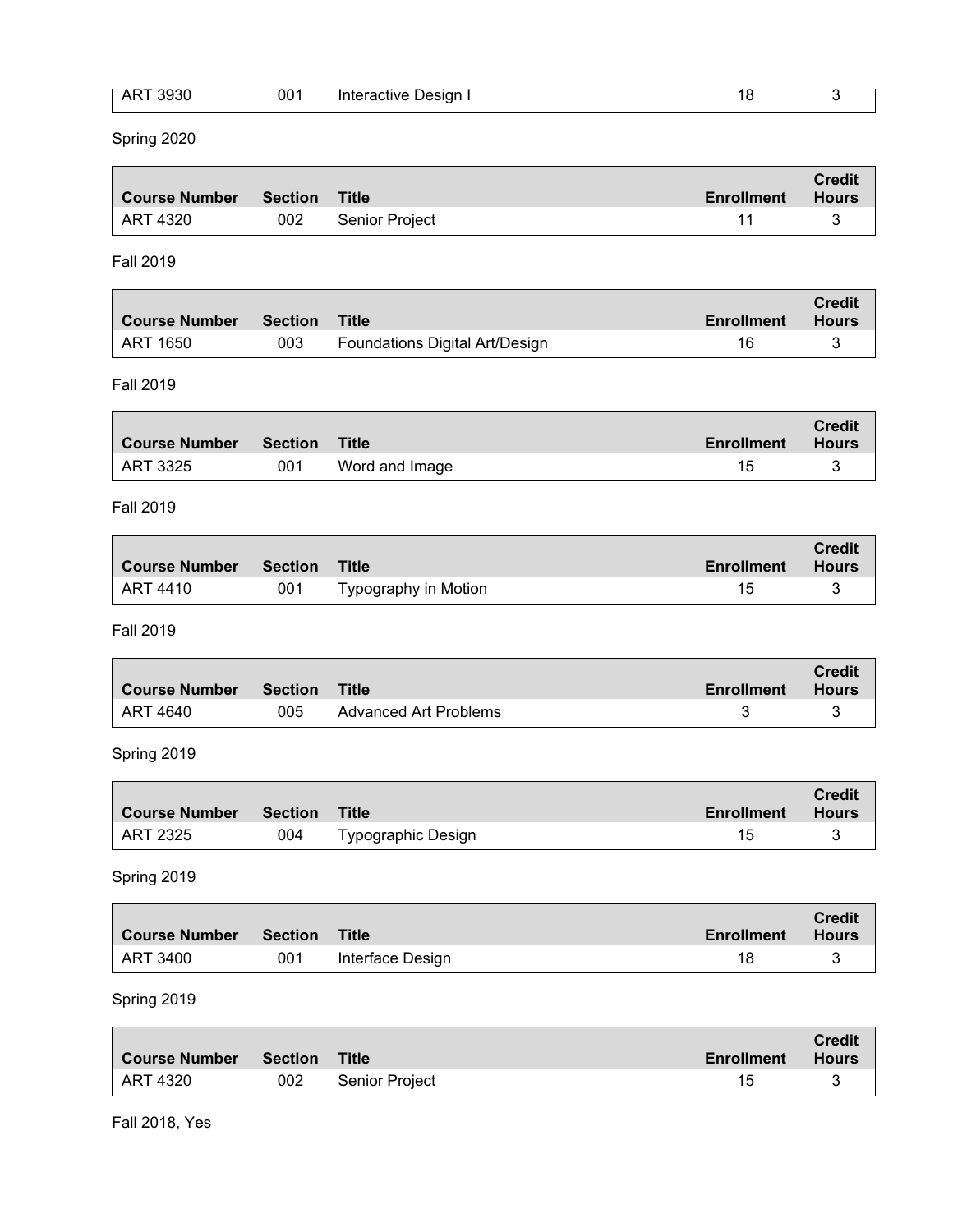| ART 3930 | 001 | Interactive Design I | 18 | 3 |
| --- | --- | --- | --- | --- |

Spring 2020

| Course Number | Section | Title | Enrollment | Credit Hours |
| --- | --- | --- | --- | --- |
| ART 4320 | 002 | Senior Project | 11 | 3 |

Fall 2019

| Course Number | Section | Title | Enrollment | Credit Hours |
| --- | --- | --- | --- | --- |
| ART 1650 | 003 | Foundations Digital Art/Design | 16 | 3 |

Fall 2019

| Course Number | Section | Title | Enrollment | Credit Hours |
| --- | --- | --- | --- | --- |
| ART 3325 | 001 | Word and Image | 15 | 3 |

Fall 2019

| Course Number | Section | Title | Enrollment | Credit Hours |
| --- | --- | --- | --- | --- |
| ART 4410 | 001 | Typography in Motion | 15 | 3 |

Fall 2019

| Course Number | Section | Title | Enrollment | Credit Hours |
| --- | --- | --- | --- | --- |
| ART 4640 | 005 | Advanced Art Problems | 3 | 3 |

Spring 2019

| Course Number | Section | Title | Enrollment | Credit Hours |
| --- | --- | --- | --- | --- |
| ART 2325 | 004 | Typographic Design | 15 | 3 |

Spring 2019

| Course Number | Section | Title | Enrollment | Credit Hours |
| --- | --- | --- | --- | --- |
| ART 3400 | 001 | Interface Design | 18 | 3 |

Spring 2019

| Course Number | Section | Title | Enrollment | Credit Hours |
| --- | --- | --- | --- | --- |
| ART 4320 | 002 | Senior Project | 15 | 3 |

Fall 2018, Yes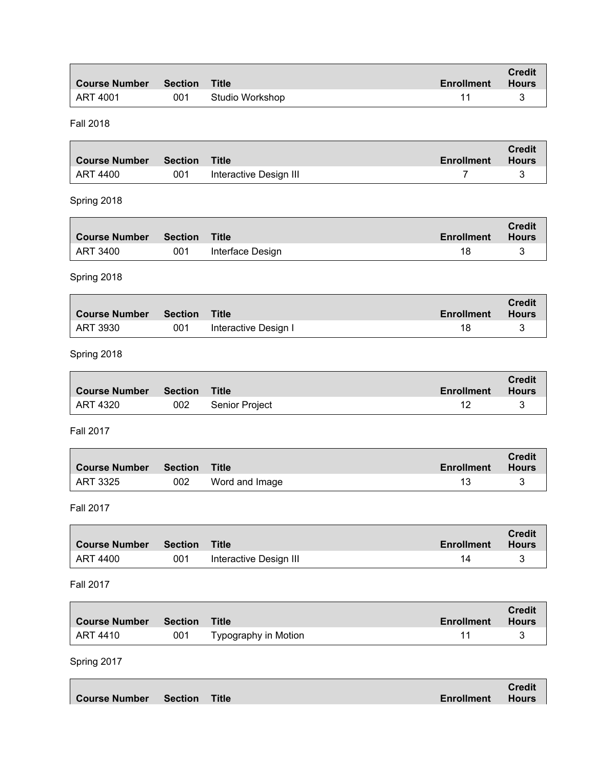| Course Number | Section | Title | Enrollment | Credit Hours |
|---|---|---|---|---|
| ART 4001 | 001 | Studio Workshop | 11 | 3 |

Fall 2018

| Course Number | Section | Title | Enrollment | Credit Hours |
|---|---|---|---|---|
| ART 4400 | 001 | Interactive Design III | 7 | 3 |

Spring 2018

| Course Number | Section | Title | Enrollment | Credit Hours |
|---|---|---|---|---|
| ART 3400 | 001 | Interface Design | 18 | 3 |

Spring 2018

| Course Number | Section | Title | Enrollment | Credit Hours |
|---|---|---|---|---|
| ART 3930 | 001 | Interactive Design I | 18 | 3 |

Spring 2018

| Course Number | Section | Title | Enrollment | Credit Hours |
|---|---|---|---|---|
| ART 4320 | 002 | Senior Project | 12 | 3 |

Fall 2017

| Course Number | Section | Title | Enrollment | Credit Hours |
|---|---|---|---|---|
| ART 3325 | 002 | Word and Image | 13 | 3 |

Fall 2017

| Course Number | Section | Title | Enrollment | Credit Hours |
|---|---|---|---|---|
| ART 4400 | 001 | Interactive Design III | 14 | 3 |

Fall 2017

| Course Number | Section | Title | Enrollment | Credit Hours |
|---|---|---|---|---|
| ART 4410 | 001 | Typography in Motion | 11 | 3 |

Spring 2017

| Course Number | Section | Title | Enrollment | Credit Hours |
|---|---|---|---|---|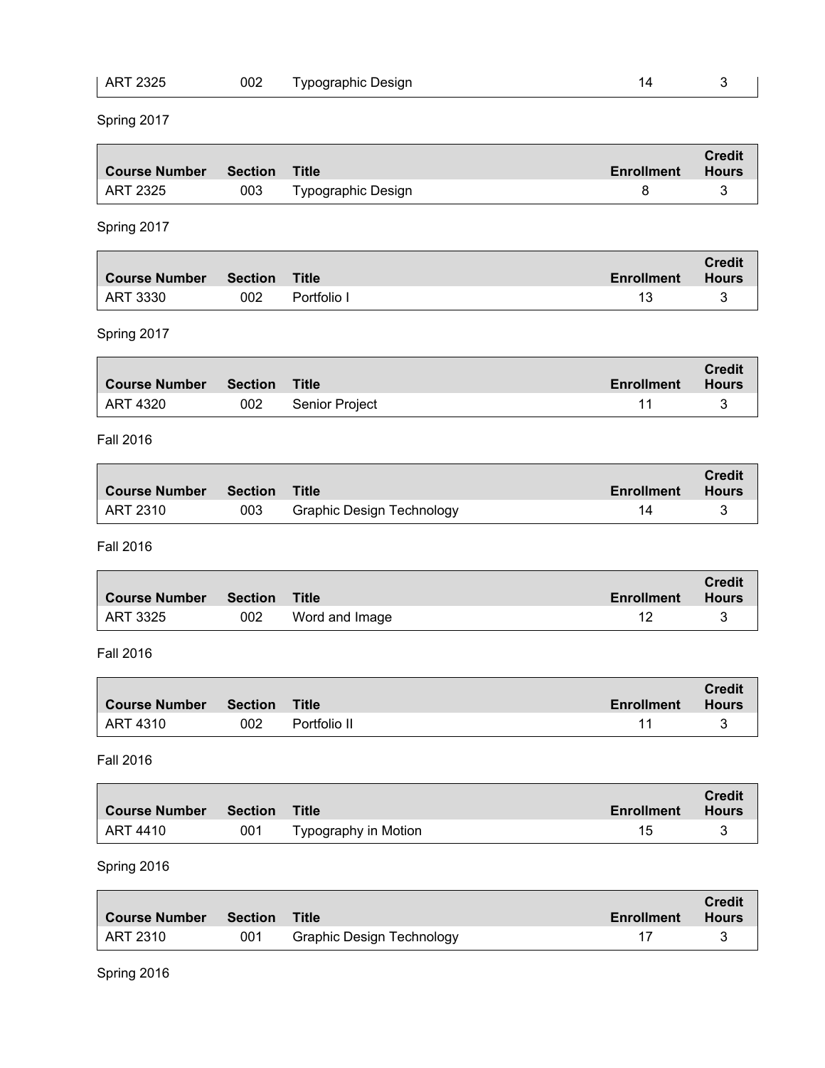| ART 2325 | 002 | Typographic Design | 14 | 3 |
| --- | --- | --- | --- | --- |

Spring 2017

| Course Number | Section | Title | Enrollment | Credit Hours |
| --- | --- | --- | --- | --- |
| ART 2325 | 003 | Typographic Design | 8 | 3 |

Spring 2017

| Course Number | Section | Title | Enrollment | Credit Hours |
| --- | --- | --- | --- | --- |
| ART 3330 | 002 | Portfolio I | 13 | 3 |

Spring 2017

| Course Number | Section | Title | Enrollment | Credit Hours |
| --- | --- | --- | --- | --- |
| ART 4320 | 002 | Senior Project | 11 | 3 |

Fall 2016

| Course Number | Section | Title | Enrollment | Credit Hours |
| --- | --- | --- | --- | --- |
| ART 2310 | 003 | Graphic Design Technology | 14 | 3 |

Fall 2016

| Course Number | Section | Title | Enrollment | Credit Hours |
| --- | --- | --- | --- | --- |
| ART 3325 | 002 | Word and Image | 12 | 3 |

Fall 2016

| Course Number | Section | Title | Enrollment | Credit Hours |
| --- | --- | --- | --- | --- |
| ART 4310 | 002 | Portfolio II | 11 | 3 |

Fall 2016

| Course Number | Section | Title | Enrollment | Credit Hours |
| --- | --- | --- | --- | --- |
| ART 4410 | 001 | Typography in Motion | 15 | 3 |

Spring 2016

| Course Number | Section | Title | Enrollment | Credit Hours |
| --- | --- | --- | --- | --- |
| ART 2310 | 001 | Graphic Design Technology | 17 | 3 |

Spring 2016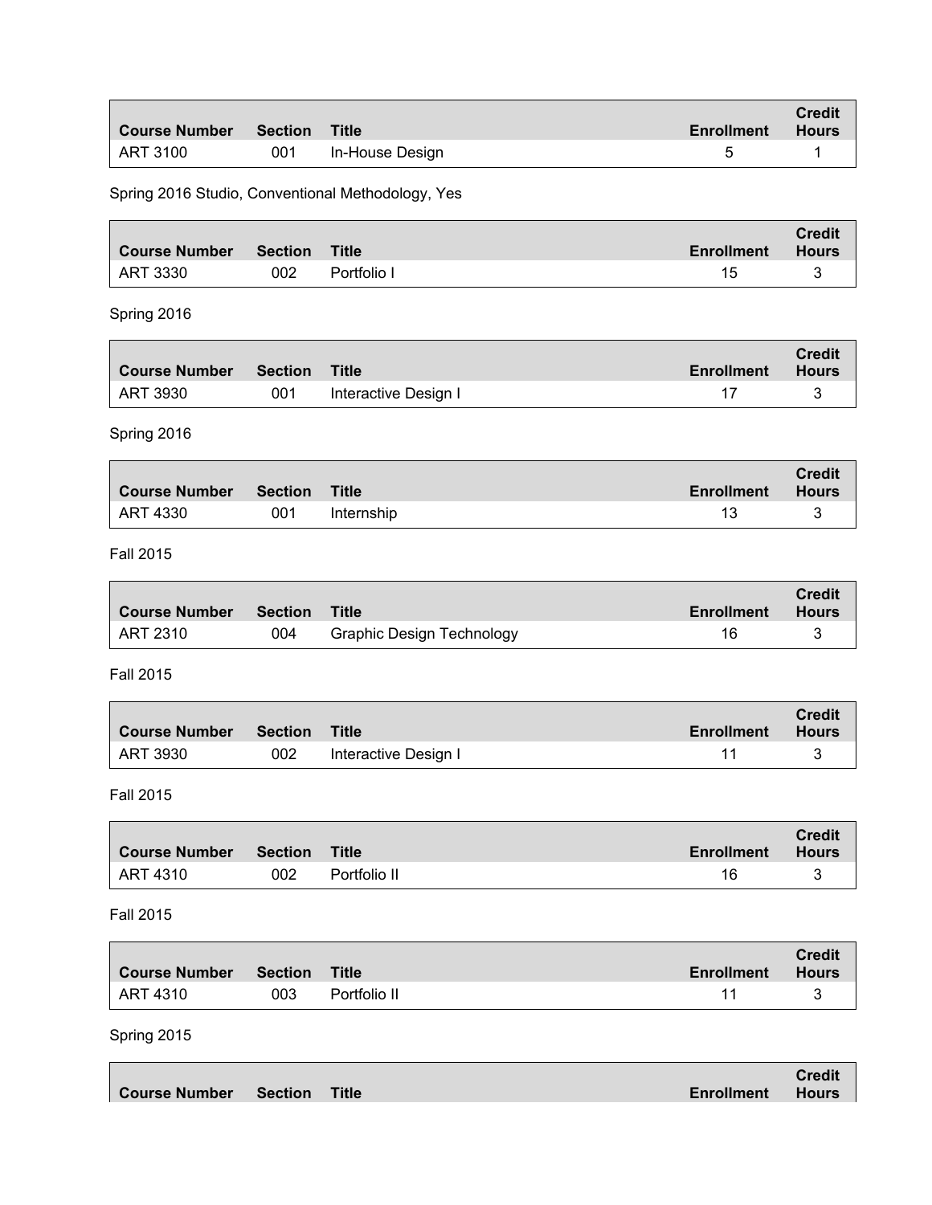| Course Number | Section | Title | Enrollment | Credit Hours |
|---|---|---|---|---|
| ART 3100 | 001 | In-House Design | 5 | 1 |

Spring 2016 Studio, Conventional Methodology, Yes

| Course Number | Section | Title | Enrollment | Credit Hours |
|---|---|---|---|---|
| ART 3330 | 002 | Portfolio I | 15 | 3 |

Spring 2016

| Course Number | Section | Title | Enrollment | Credit Hours |
|---|---|---|---|---|
| ART 3930 | 001 | Interactive Design I | 17 | 3 |

Spring 2016

| Course Number | Section | Title | Enrollment | Credit Hours |
|---|---|---|---|---|
| ART 4330 | 001 | Internship | 13 | 3 |

Fall 2015

| Course Number | Section | Title | Enrollment | Credit Hours |
|---|---|---|---|---|
| ART 2310 | 004 | Graphic Design Technology | 16 | 3 |

Fall 2015

| Course Number | Section | Title | Enrollment | Credit Hours |
|---|---|---|---|---|
| ART 3930 | 002 | Interactive Design I | 11 | 3 |

Fall 2015

| Course Number | Section | Title | Enrollment | Credit Hours |
|---|---|---|---|---|
| ART 4310 | 002 | Portfolio II | 16 | 3 |

Fall 2015

| Course Number | Section | Title | Enrollment | Credit Hours |
|---|---|---|---|---|
| ART 4310 | 003 | Portfolio II | 11 | 3 |

Spring 2015

| Course Number | Section | Title | Enrollment | Credit Hours |
|---|---|---|---|---|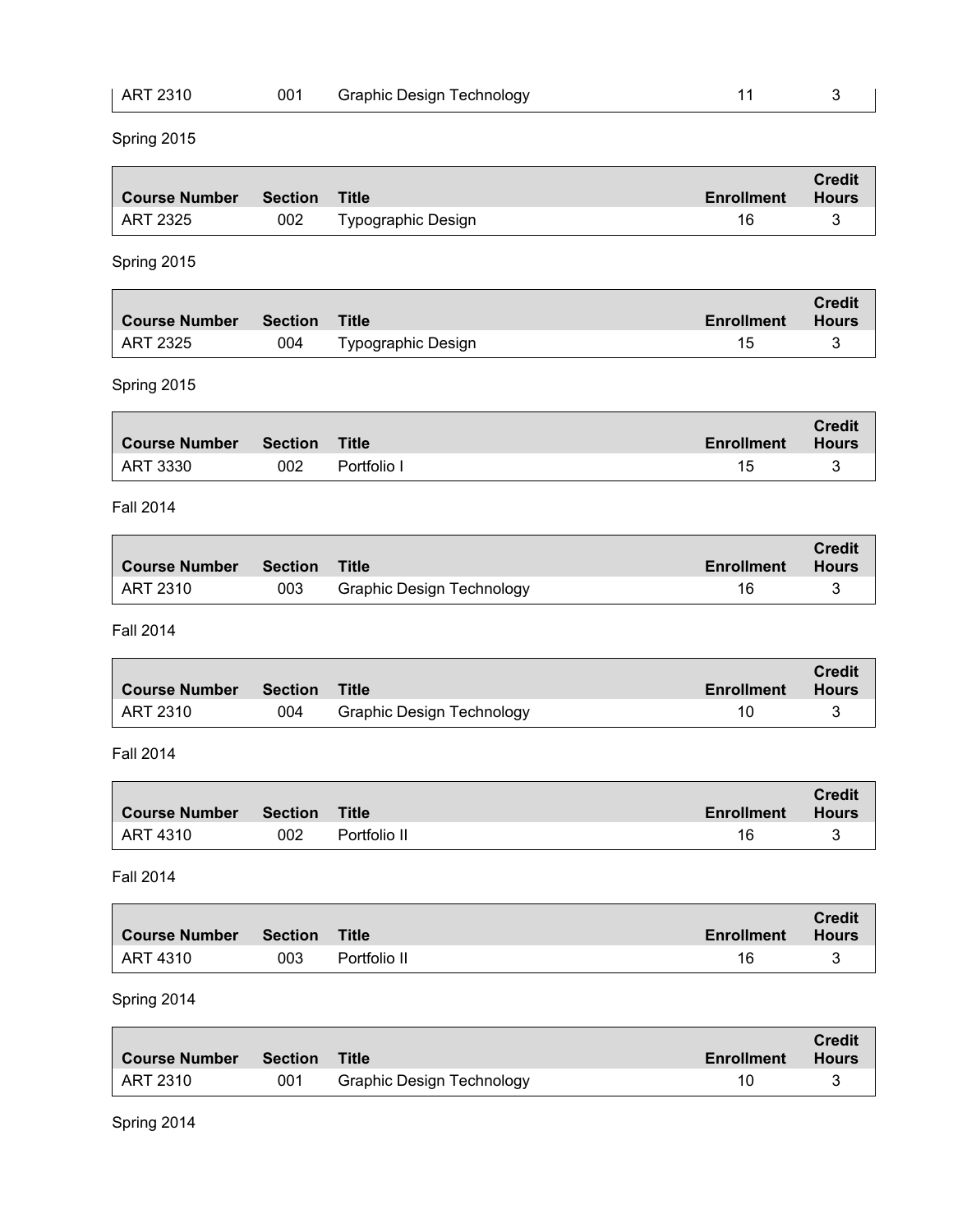| ART 2310 | 001 | Graphic Design Technology | 11 | 3 |
|---|---|---|---|---|

Spring 2015

| Course Number | Section | Title | Enrollment | Credit Hours |
|---|---|---|---|---|
| ART 2325 | 002 | Typographic Design | 16 | 3 |

Spring 2015

| Course Number | Section | Title | Enrollment | Credit Hours |
|---|---|---|---|---|
| ART 2325 | 004 | Typographic Design | 15 | 3 |

Spring 2015

| Course Number | Section | Title | Enrollment | Credit Hours |
|---|---|---|---|---|
| ART 3330 | 002 | Portfolio I | 15 | 3 |

Fall 2014

| Course Number | Section | Title | Enrollment | Credit Hours |
|---|---|---|---|---|
| ART 2310 | 003 | Graphic Design Technology | 16 | 3 |

Fall 2014

| Course Number | Section | Title | Enrollment | Credit Hours |
|---|---|---|---|---|
| ART 2310 | 004 | Graphic Design Technology | 10 | 3 |

Fall 2014

| Course Number | Section | Title | Enrollment | Credit Hours |
|---|---|---|---|---|
| ART 4310 | 002 | Portfolio II | 16 | 3 |

Fall 2014

| Course Number | Section | Title | Enrollment | Credit Hours |
|---|---|---|---|---|
| ART 4310 | 003 | Portfolio II | 16 | 3 |

Spring 2014

| Course Number | Section | Title | Enrollment | Credit Hours |
|---|---|---|---|---|
| ART 2310 | 001 | Graphic Design Technology | 10 | 3 |

Spring 2014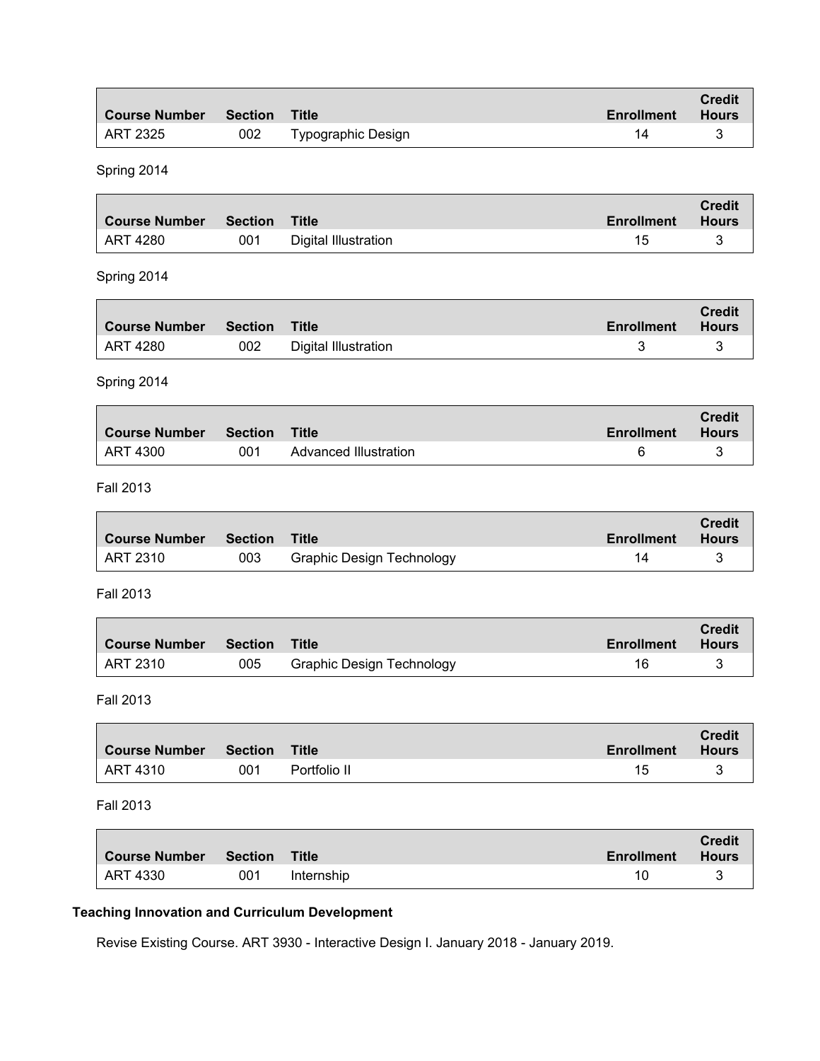| Course Number | Section | Title | Enrollment | Credit Hours |
| --- | --- | --- | --- | --- |
| ART 2325 | 002 | Typographic Design | 14 | 3 |

Spring 2014

| Course Number | Section | Title | Enrollment | Credit Hours |
| --- | --- | --- | --- | --- |
| ART 4280 | 001 | Digital Illustration | 15 | 3 |

Spring 2014

| Course Number | Section | Title | Enrollment | Credit Hours |
| --- | --- | --- | --- | --- |
| ART 4280 | 002 | Digital Illustration | 3 | 3 |

Spring 2014

| Course Number | Section | Title | Enrollment | Credit Hours |
| --- | --- | --- | --- | --- |
| ART 4300 | 001 | Advanced Illustration | 6 | 3 |

Fall 2013

| Course Number | Section | Title | Enrollment | Credit Hours |
| --- | --- | --- | --- | --- |
| ART 2310 | 003 | Graphic Design Technology | 14 | 3 |

Fall 2013

| Course Number | Section | Title | Enrollment | Credit Hours |
| --- | --- | --- | --- | --- |
| ART 2310 | 005 | Graphic Design Technology | 16 | 3 |

Fall 2013

| Course Number | Section | Title | Enrollment | Credit Hours |
| --- | --- | --- | --- | --- |
| ART 4310 | 001 | Portfolio II | 15 | 3 |

Fall 2013

| Course Number | Section | Title | Enrollment | Credit Hours |
| --- | --- | --- | --- | --- |
| ART 4330 | 001 | Internship | 10 | 3 |

**Teaching Innovation and Curriculum Development**

Revise Existing Course. ART 3930 - Interactive Design I. January 2018 - January 2019.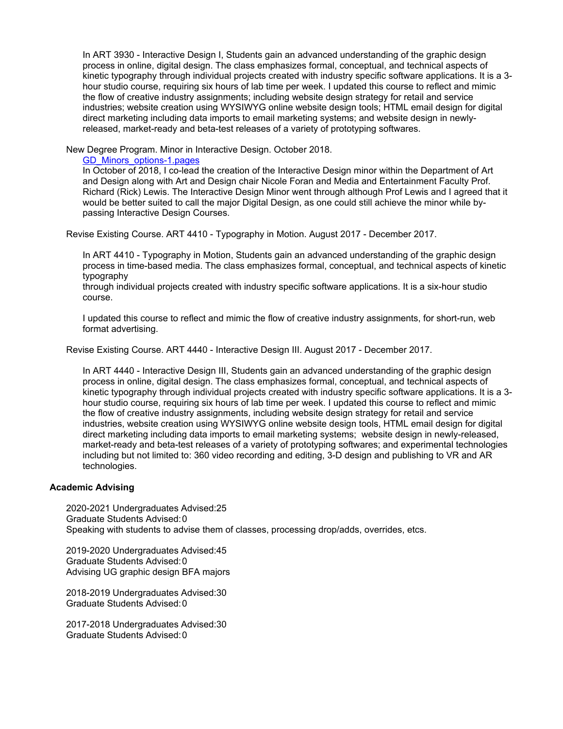In ART 3930 - Interactive Design I, Students gain an advanced understanding of the graphic design process in online, digital design. The class emphasizes formal, conceptual, and technical aspects of kinetic typography through individual projects created with industry specific software applications. It is a 3-hour studio course, requiring six hours of lab time per week. I updated this course to reflect and mimic the flow of creative industry assignments; including website design strategy for retail and service industries; website creation using WYSIWYG online website design tools; HTML email design for digital direct marketing including data imports to email marketing systems; and website design in newly-released, market-ready and beta-test releases of a variety of prototyping softwares.

New Degree Program. Minor in Interactive Design. October 2018.

GD_Minors_options-1.pages

In October of 2018, I co-lead the creation of the Interactive Design minor within the Department of Art and Design along with Art and Design chair Nicole Foran and Media and Entertainment Faculty Prof. Richard (Rick) Lewis. The Interactive Design Minor went through although Prof Lewis and I agreed that it would be better suited to call the major Digital Design, as one could still achieve the minor while by-passing Interactive Design Courses.

Revise Existing Course. ART 4410 - Typography in Motion. August 2017 - December 2017.

In ART 4410 - Typography in Motion, Students gain an advanced understanding of the graphic design process in time-based media. The class emphasizes formal, conceptual, and technical aspects of kinetic typography
through individual projects created with industry specific software applications. It is a six-hour studio course.

I updated this course to reflect and mimic the flow of creative industry assignments, for short-run, web format advertising.

Revise Existing Course. ART 4440 - Interactive Design III. August 2017 - December 2017.

In ART 4440 - Interactive Design III, Students gain an advanced understanding of the graphic design process in online, digital design. The class emphasizes formal, conceptual, and technical aspects of kinetic typography through individual projects created with industry specific software applications. It is a 3-hour studio course, requiring six hours of lab time per week. I updated this course to reflect and mimic the flow of creative industry assignments, including website design strategy for retail and service industries, website creation using WYSIWYG online website design tools, HTML email design for digital direct marketing including data imports to email marketing systems; website design in newly-released, market-ready and beta-test releases of a variety of prototyping softwares; and experimental technologies including but not limited to: 360 video recording and editing, 3-D design and publishing to VR and AR technologies.

### Academic Advising

2020-2021 Undergraduates Advised:25
Graduate Students Advised: 0
Speaking with students to advise them of classes, processing drop/adds, overrides, etcs.

2019-2020 Undergraduates Advised:45
Graduate Students Advised: 0
Advising UG graphic design BFA majors

2018-2019 Undergraduates Advised:30
Graduate Students Advised: 0

2017-2018 Undergraduates Advised:30
Graduate Students Advised: 0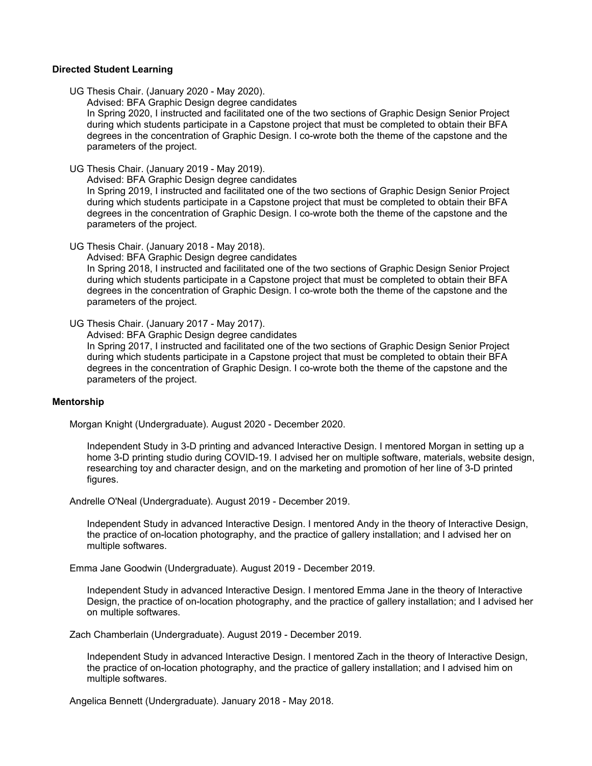**Directed Student Learning**

UG Thesis Chair. (January 2020 - May 2020).

Advised: BFA Graphic Design degree candidates

In Spring 2020, I instructed and facilitated one of the two sections of Graphic Design Senior Project during which students participate in a Capstone project that must be completed to obtain their BFA degrees in the concentration of Graphic Design. I co-wrote both the theme of the capstone and the parameters of the project.

UG Thesis Chair. (January 2019 - May 2019).

Advised: BFA Graphic Design degree candidates

In Spring 2019, I instructed and facilitated one of the two sections of Graphic Design Senior Project during which students participate in a Capstone project that must be completed to obtain their BFA degrees in the concentration of Graphic Design. I co-wrote both the theme of the capstone and the parameters of the project.

UG Thesis Chair. (January 2018 - May 2018).

Advised: BFA Graphic Design degree candidates

In Spring 2018, I instructed and facilitated one of the two sections of Graphic Design Senior Project during which students participate in a Capstone project that must be completed to obtain their BFA degrees in the concentration of Graphic Design. I co-wrote both the theme of the capstone and the parameters of the project.

UG Thesis Chair. (January 2017 - May 2017).

Advised: BFA Graphic Design degree candidates

In Spring 2017, I instructed and facilitated one of the two sections of Graphic Design Senior Project during which students participate in a Capstone project that must be completed to obtain their BFA degrees in the concentration of Graphic Design. I co-wrote both the theme of the capstone and the parameters of the project.

**Mentorship**

Morgan Knight (Undergraduate). August 2020 - December 2020.

Independent Study in 3-D printing and advanced Interactive Design. I mentored Morgan in setting up a home 3-D printing studio during COVID-19. I advised her on multiple software, materials, website design, researching toy and character design, and on the marketing and promotion of her line of 3-D printed figures.

Andrelle O'Neal (Undergraduate). August 2019 - December 2019.

Independent Study in advanced Interactive Design. I mentored Andy in the theory of Interactive Design, the practice of on-location photography, and the practice of gallery installation; and I advised her on multiple softwares.

Emma Jane Goodwin (Undergraduate). August 2019 - December 2019.

Independent Study in advanced Interactive Design. I mentored Emma Jane in the theory of Interactive Design, the practice of on-location photography, and the practice of gallery installation; and I advised her on multiple softwares.

Zach Chamberlain (Undergraduate). August 2019 - December 2019.

Independent Study in advanced Interactive Design. I mentored Zach in the theory of Interactive Design, the practice of on-location photography, and the practice of gallery installation; and I advised him on multiple softwares.

Angelica Bennett (Undergraduate). January 2018 - May 2018.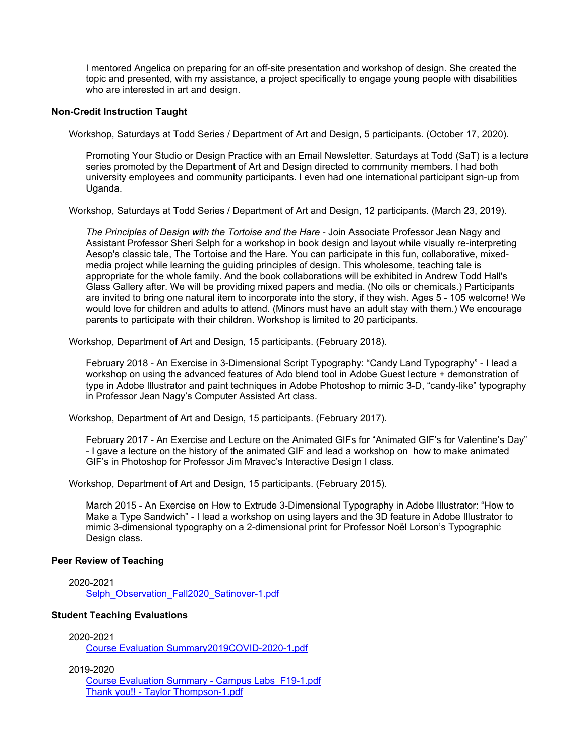I mentored Angelica on preparing for an off-site presentation and workshop of design. She created the topic and presented, with my assistance, a project specifically to engage young people with disabilities who are interested in art and design.

### Non-Credit Instruction Taught

Workshop, Saturdays at Todd Series / Department of Art and Design, 5 participants. (October 17, 2020).

Promoting Your Studio or Design Practice with an Email Newsletter. Saturdays at Todd (SaT) is a lecture series promoted by the Department of Art and Design directed to community members. I had both university employees and community participants. I even had one international participant sign-up from Uganda.

Workshop, Saturdays at Todd Series / Department of Art and Design, 12 participants. (March 23, 2019).

*The Principles of Design with the Tortoise and the Hare* - Join Associate Professor Jean Nagy and Assistant Professor Sheri Selph for a workshop in book design and layout while visually re-interpreting Aesop's classic tale, The Tortoise and the Hare. You can participate in this fun, collaborative, mixed-media project while learning the guiding principles of design. This wholesome, teaching tale is appropriate for the whole family. And the book collaborations will be exhibited in Andrew Todd Hall's Glass Gallery after. We will be providing mixed papers and media. (No oils or chemicals.) Participants are invited to bring one natural item to incorporate into the story, if they wish. Ages 5 - 105 welcome! We would love for children and adults to attend. (Minors must have an adult stay with them.) We encourage parents to participate with their children. Workshop is limited to 20 participants.

Workshop, Department of Art and Design, 15 participants. (February 2018).

February 2018 - An Exercise in 3-Dimensional Script Typography: “Candy Land Typography” - I lead a workshop on using the advanced features of Ado blend tool in Adobe Guest lecture + demonstration of type in Adobe Illustrator and paint techniques in Adobe Photoshop to mimic 3-D, “candy-like” typography in Professor Jean Nagy’s Computer Assisted Art class.

Workshop, Department of Art and Design, 15 participants. (February 2017).

February 2017 - An Exercise and Lecture on the Animated GIFs for “Animated GIF’s for Valentine’s Day” - I gave a lecture on the history of the animated GIF and lead a workshop on how to make animated GIF’s in Photoshop for Professor Jim Mravec’s Interactive Design I class.

Workshop, Department of Art and Design, 15 participants. (February 2015).

March 2015 - An Exercise on How to Extrude 3-Dimensional Typography in Adobe Illustrator: “How to Make a Type Sandwich” - I lead a workshop on using layers and the 3D feature in Adobe Illustrator to mimic 3-dimensional typography on a 2-dimensional print for Professor Noël Lorson’s Typographic Design class.

### Peer Review of Teaching

2020-2021
Selph_Observation_Fall2020_Satinover-1.pdf

### Student Teaching Evaluations

2020-2021
Course Evaluation Summary2019COVID-2020-1.pdf

2019-2020
Course Evaluation Summary - Campus Labs_F19-1.pdf
Thank you!! - Taylor Thompson-1.pdf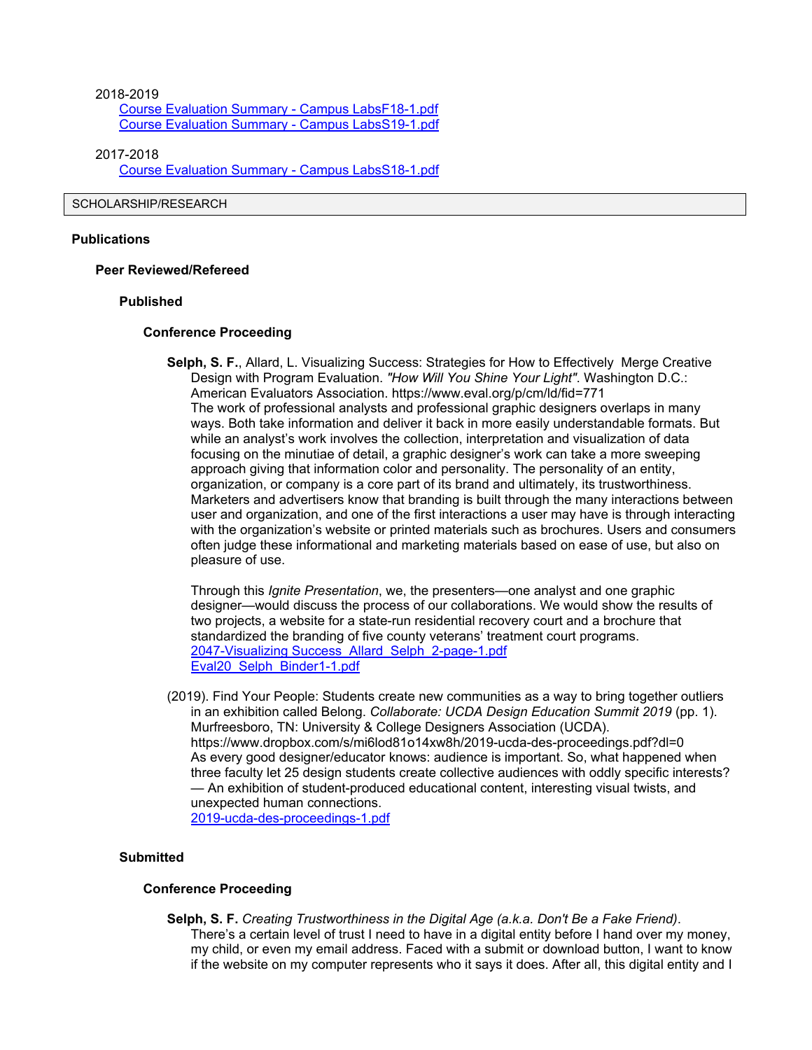2018-2019

[Course Evaluation Summary - Campus LabsF18-1.pdf]
[Course Evaluation Summary - Campus LabsS19-1.pdf]

2017-2018

[Course Evaluation Summary - Campus LabsS18-1.pdf]

SCHOLARSHIP/RESEARCH

## Publications

### Peer Reviewed/Refereed

#### Published

##### Conference Proceeding

**Selph, S. F.**, Allard, L. Visualizing Success: Strategies for How to Effectively Merge Creative Design with Program Evaluation. *"How Will You Shine Your Light"*. Washington D.C.: American Evaluators Association. https://www.eval.org/p/cm/ld/fid=771
The work of professional analysts and professional graphic designers overlaps in many ways. Both take information and deliver it back in more easily understandable formats. But while an analyst's work involves the collection, interpretation and visualization of data focusing on the minutiae of detail, a graphic designer's work can take a more sweeping approach giving that information color and personality. The personality of an entity, organization, or company is a core part of its brand and ultimately, its trustworthiness. Marketers and advertisers know that branding is built through the many interactions between user and organization, and one of the first interactions a user may have is through interacting with the organization's website or printed materials such as brochures. Users and consumers often judge these informational and marketing materials based on ease of use, but also on pleasure of use.

Through this *Ignite Presentation*, we, the presenters—one analyst and one graphic designer—would discuss the process of our collaborations. We would show the results of two projects, a website for a state-run residential recovery court and a brochure that standardized the branding of five county veterans' treatment court programs.
[2047-Visualizing Success_Allard_Selph_2-page-1.pdf]
[Eval20_Selph_Binder1-1.pdf]

(2019). Find Your People: Students create new communities as a way to bring together outliers in an exhibition called Belong. *Collaborate: UCDA Design Education Summit 2019* (pp. 1). Murfreesboro, TN: University & College Designers Association (UCDA). https://www.dropbox.com/s/mi6lod81o14xw8h/2019-ucda-des-proceedings.pdf?dl=0
As every good designer/educator knows: audience is important. So, what happened when three faculty let 25 design students create collective audiences with oddly specific interests? — An exhibition of student-produced educational content, interesting visual twists, and unexpected human connections.
[2019-ucda-des-proceedings-1.pdf]

#### Submitted

##### Conference Proceeding

**Selph, S. F.** *Creating Trustworthiness in the Digital Age (a.k.a. Don't Be a Fake Friend)*.
There's a certain level of trust I need to have in a digital entity before I hand over my money, my child, or even my email address. Faced with a submit or download button, I want to know if the website on my computer represents who it says it does. After all, this digital entity and I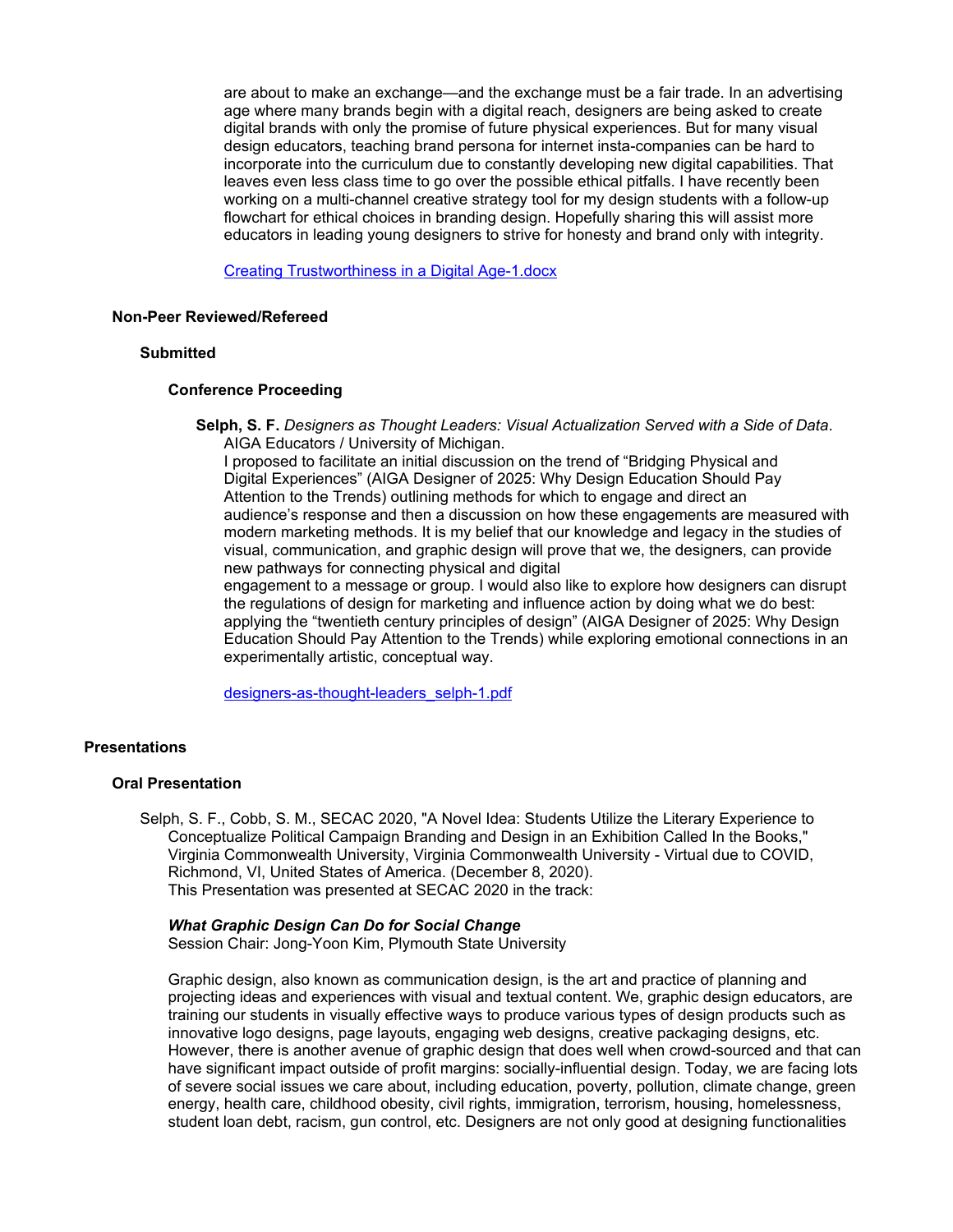are about to make an exchange—and the exchange must be a fair trade. In an advertising age where many brands begin with a digital reach, designers are being asked to create digital brands with only the promise of future physical experiences. But for many visual design educators, teaching brand persona for internet insta-companies can be hard to incorporate into the curriculum due to constantly developing new digital capabilities. That leaves even less class time to go over the possible ethical pitfalls. I have recently been working on a multi-channel creative strategy tool for my design students with a follow-up flowchart for ethical choices in branding design. Hopefully sharing this will assist more educators in leading young designers to strive for honesty and brand only with integrity.

Creating Trustworthiness in a Digital Age-1.docx

### Non-Peer Reviewed/Refereed

#### Submitted

##### Conference Proceeding

**Selph, S. F.** *Designers as Thought Leaders: Visual Actualization Served with a Side of Data*. AIGA Educators / University of Michigan.
I proposed to facilitate an initial discussion on the trend of "Bridging Physical and Digital Experiences" (AIGA Designer of 2025: Why Design Education Should Pay Attention to the Trends) outlining methods for which to engage and direct an audience's response and then a discussion on how these engagements are measured with modern marketing methods. It is my belief that our knowledge and legacy in the studies of visual, communication, and graphic design will prove that we, the designers, can provide new pathways for connecting physical and digital
engagement to a message or group. I would also like to explore how designers can disrupt the regulations of design for marketing and influence action by doing what we do best: applying the "twentieth century principles of design" (AIGA Designer of 2025: Why Design Education Should Pay Attention to the Trends) while exploring emotional connections in an experimentally artistic, conceptual way.

designers-as-thought-leaders_selph-1.pdf

## Presentations

### Oral Presentation

Selph, S. F., Cobb, S. M., SECAC 2020, "A Novel Idea: Students Utilize the Literary Experience to Conceptualize Political Campaign Branding and Design in an Exhibition Called In the Books," Virginia Commonwealth University, Virginia Commonwealth University - Virtual due to COVID, Richmond, VI, United States of America. (December 8, 2020).
This Presentation was presented at SECAC 2020 in the track:

***What Graphic Design Can Do for Social Change***
Session Chair: Jong-Yoon Kim, Plymouth State University

Graphic design, also known as communication design, is the art and practice of planning and projecting ideas and experiences with visual and textual content. We, graphic design educators, are training our students in visually effective ways to produce various types of design products such as innovative logo designs, page layouts, engaging web designs, creative packaging designs, etc. However, there is another avenue of graphic design that does well when crowd-sourced and that can have significant impact outside of profit margins: socially-influential design. Today, we are facing lots of severe social issues we care about, including education, poverty, pollution, climate change, green energy, health care, childhood obesity, civil rights, immigration, terrorism, housing, homelessness, student loan debt, racism, gun control, etc. Designers are not only good at designing functionalities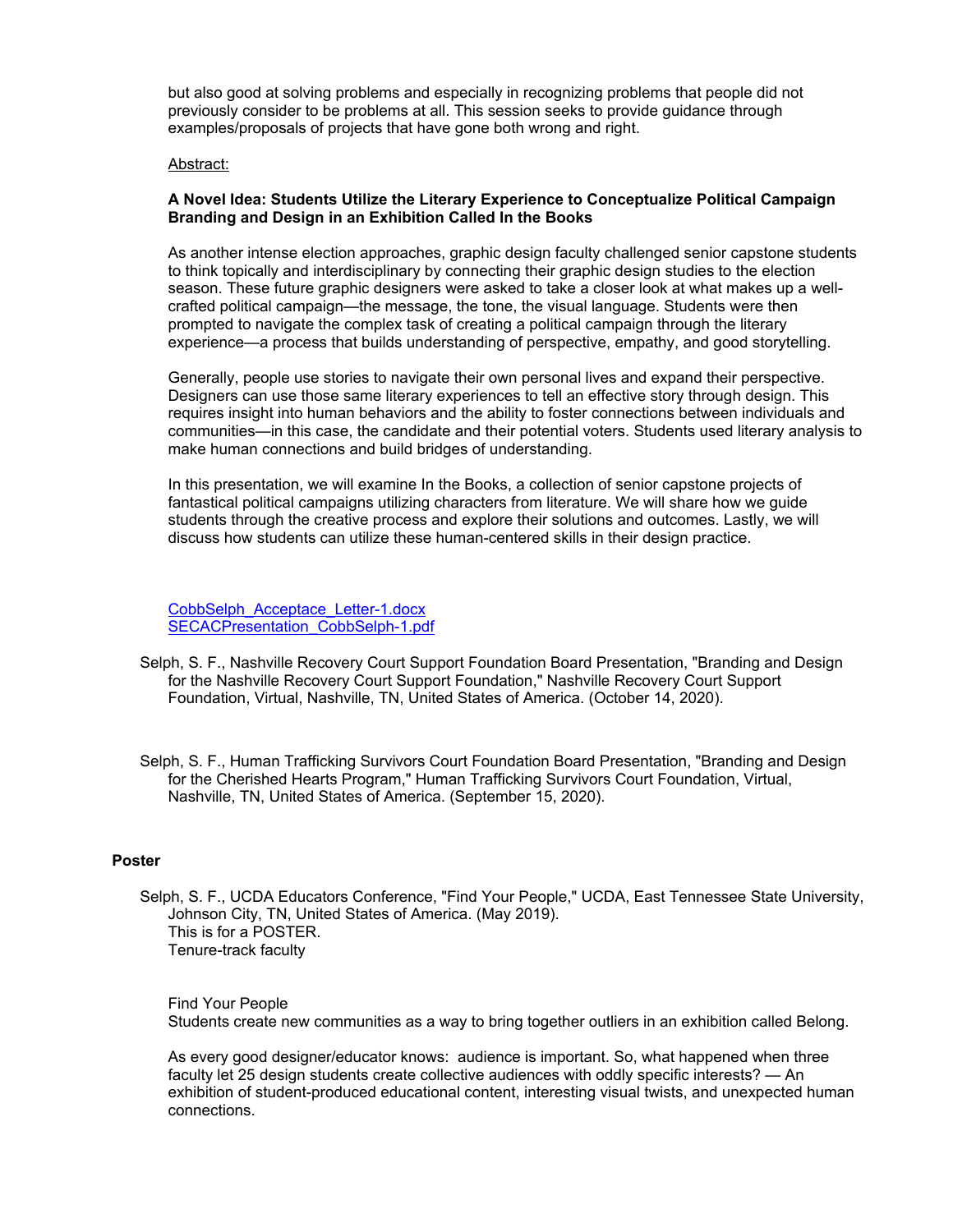but also good at solving problems and especially in recognizing problems that people did not previously consider to be problems at all. This session seeks to provide guidance through examples/proposals of projects that have gone both wrong and right.

Abstract:

**A Novel Idea: Students Utilize the Literary Experience to Conceptualize Political Campaign Branding and Design in an Exhibition Called In the Books**

As another intense election approaches, graphic design faculty challenged senior capstone students to think topically and interdisciplinary by connecting their graphic design studies to the election season. These future graphic designers were asked to take a closer look at what makes up a well-crafted political campaign—the message, the tone, the visual language. Students were then prompted to navigate the complex task of creating a political campaign through the literary experience—a process that builds understanding of perspective, empathy, and good storytelling.

Generally, people use stories to navigate their own personal lives and expand their perspective. Designers can use those same literary experiences to tell an effective story through design. This requires insight into human behaviors and the ability to foster connections between individuals and communities—in this case, the candidate and their potential voters. Students used literary analysis to make human connections and build bridges of understanding.

In this presentation, we will examine In the Books, a collection of senior capstone projects of fantastical political campaigns utilizing characters from literature. We will share how we guide students through the creative process and explore their solutions and outcomes. Lastly, we will discuss how students can utilize these human-centered skills in their design practice.

CobbSelph_Acceptace_Letter-1.docx
SECACPresentation_CobbSelph-1.pdf

Selph, S. F., Nashville Recovery Court Support Foundation Board Presentation, "Branding and Design for the Nashville Recovery Court Support Foundation," Nashville Recovery Court Support Foundation, Virtual, Nashville, TN, United States of America. (October 14, 2020).

Selph, S. F., Human Trafficking Survivors Court Foundation Board Presentation, "Branding and Design for the Cherished Hearts Program," Human Trafficking Survivors Court Foundation, Virtual, Nashville, TN, United States of America. (September 15, 2020).

### Poster

Selph, S. F., UCDA Educators Conference, "Find Your People," UCDA, East Tennessee State University, Johnson City, TN, United States of America. (May 2019).
This is for a POSTER.
Tenure-track faculty

Find Your People
Students create new communities as a way to bring together outliers in an exhibition called Belong.

As every good designer/educator knows: audience is important. So, what happened when three faculty let 25 design students create collective audiences with oddly specific interests? — An exhibition of student-produced educational content, interesting visual twists, and unexpected human connections.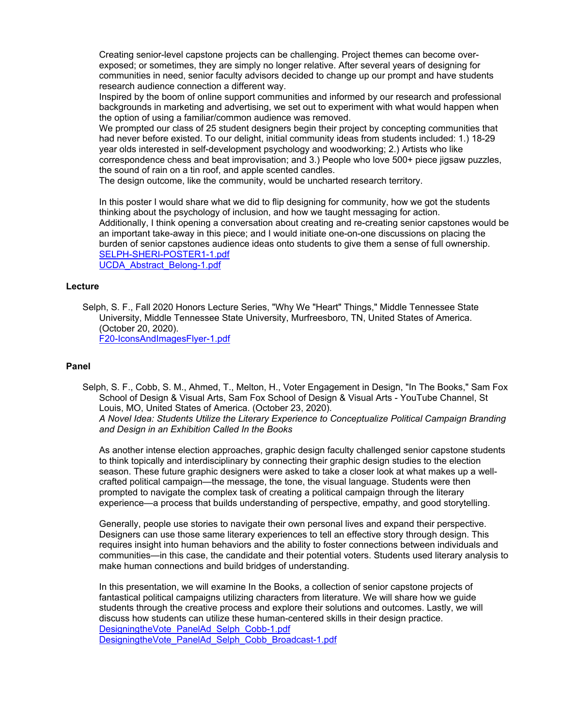Creating senior-level capstone projects can be challenging. Project themes can become over-exposed; or sometimes, they are simply no longer relative. After several years of designing for communities in need, senior faculty advisors decided to change up our prompt and have students research audience connection a different way.

Inspired by the boom of online support communities and informed by our research and professional backgrounds in marketing and advertising, we set out to experiment with what would happen when the option of using a familiar/common audience was removed.

We prompted our class of 25 student designers begin their project by concepting communities that had never before existed. To our delight, initial community ideas from students included: 1.) 18-29 year olds interested in self-development psychology and woodworking; 2.) Artists who like correspondence chess and beat improvisation; and 3.) People who love 500+ piece jigsaw puzzles, the sound of rain on a tin roof, and apple scented candles.

The design outcome, like the community, would be uncharted research territory.

In this poster I would share what we did to flip designing for community, how we got the students thinking about the psychology of inclusion, and how we taught messaging for action.

Additionally, I think opening a conversation about creating and re-creating senior capstones would be an important take-away in this piece; and I would initiate one-on-one discussions on placing the burden of senior capstones audience ideas onto students to give them a sense of full ownership.

SELPH-SHERI-POSTER1-1.pdf

UCDA_Abstract_Belong-1.pdf

### Lecture

Selph, S. F., Fall 2020 Honors Lecture Series, "Why We "Heart" Things," Middle Tennessee State University, Middle Tennessee State University, Murfreesboro, TN, United States of America. (October 20, 2020).

F20-IconsAndImagesFlyer-1.pdf

### Panel

Selph, S. F., Cobb, S. M., Ahmed, T., Melton, H., Voter Engagement in Design, "In The Books," Sam Fox School of Design & Visual Arts, Sam Fox School of Design & Visual Arts - YouTube Channel, St Louis, MO, United States of America. (October 23, 2020).

*A Novel Idea: Students Utilize the Literary Experience to Conceptualize Political Campaign Branding and Design in an Exhibition Called In the Books*

As another intense election approaches, graphic design faculty challenged senior capstone students to think topically and interdisciplinary by connecting their graphic design studies to the election season. These future graphic designers were asked to take a closer look at what makes up a well-crafted political campaign—the message, the tone, the visual language. Students were then prompted to navigate the complex task of creating a political campaign through the literary experience—a process that builds understanding of perspective, empathy, and good storytelling.

Generally, people use stories to navigate their own personal lives and expand their perspective. Designers can use those same literary experiences to tell an effective story through design. This requires insight into human behaviors and the ability to foster connections between individuals and communities—in this case, the candidate and their potential voters. Students used literary analysis to make human connections and build bridges of understanding.

In this presentation, we will examine In the Books, a collection of senior capstone projects of fantastical political campaigns utilizing characters from literature. We will share how we guide students through the creative process and explore their solutions and outcomes. Lastly, we will discuss how students can utilize these human-centered skills in their design practice.

DesigningtheVote_PanelAd_Selph_Cobb-1.pdf

DesigningtheVote_PanelAd_Selph_Cobb_Broadcast-1.pdf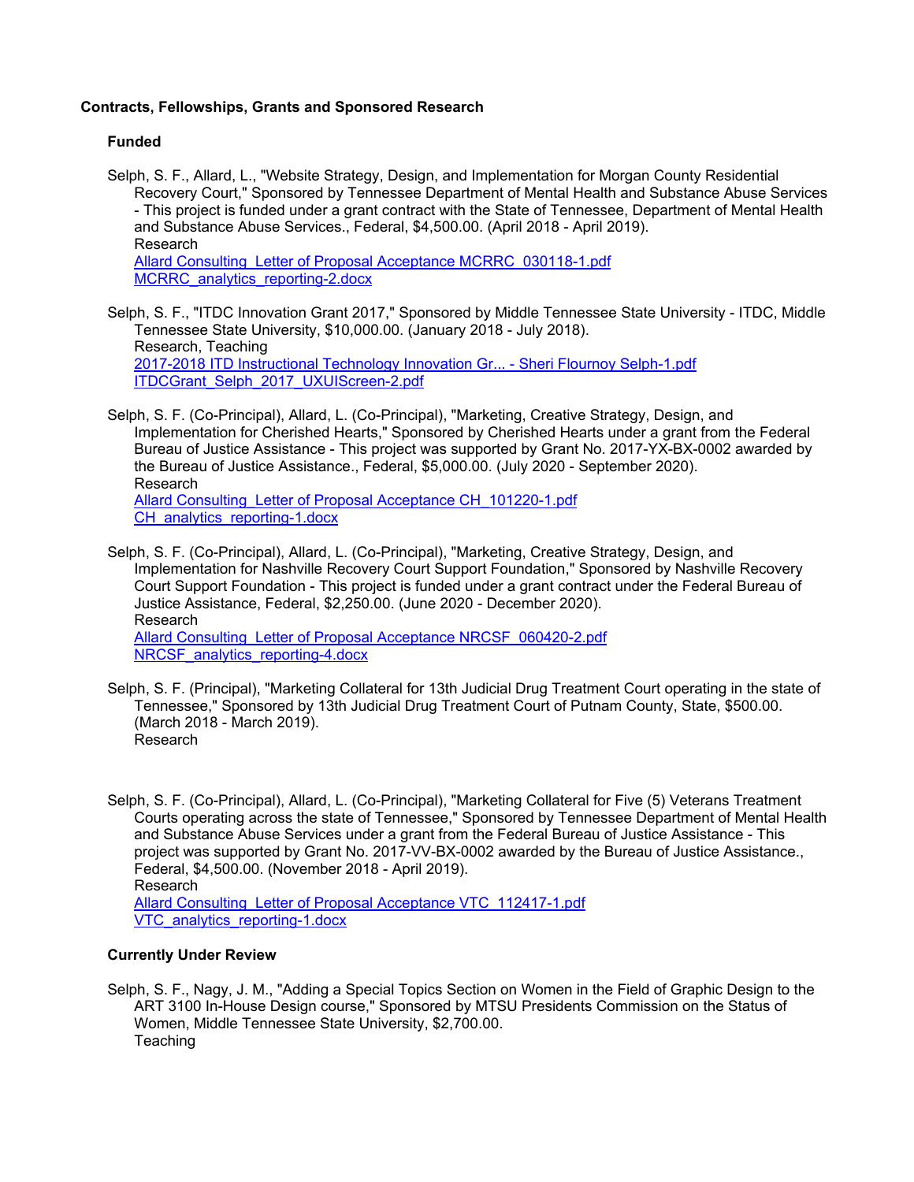**Contracts, Fellowships, Grants and Sponsored Research**

**Funded**

Selph, S. F., Allard, L., "Website Strategy, Design, and Implementation for Morgan County Residential Recovery Court," Sponsored by Tennessee Department of Mental Health and Substance Abuse Services - This project is funded under a grant contract with the State of Tennessee, Department of Mental Health and Substance Abuse Services., Federal, $4,500.00. (April 2018 - April 2019).
Research
Allard Consulting_Letter of Proposal Acceptance MCRRC_030118-1.pdf
MCRRC_analytics_reporting-2.docx

Selph, S. F., "ITDC Innovation Grant 2017," Sponsored by Middle Tennessee State University - ITDC, Middle Tennessee State University, $10,000.00. (January 2018 - July 2018).
Research, Teaching
2017-2018 ITD Instructional Technology Innovation Gr... - Sheri Flournoy Selph-1.pdf
ITDCGrant_Selph_2017_UXUIScreen-2.pdf

Selph, S. F. (Co-Principal), Allard, L. (Co-Principal), "Marketing, Creative Strategy, Design, and Implementation for Cherished Hearts," Sponsored by Cherished Hearts under a grant from the Federal Bureau of Justice Assistance - This project was supported by Grant No. 2017-YX-BX-0002 awarded by the Bureau of Justice Assistance., Federal, $5,000.00. (July 2020 - September 2020).
Research
Allard Consulting_Letter of Proposal Acceptance CH_101220-1.pdf
CH_analytics_reporting-1.docx

Selph, S. F. (Co-Principal), Allard, L. (Co-Principal), "Marketing, Creative Strategy, Design, and Implementation for Nashville Recovery Court Support Foundation," Sponsored by Nashville Recovery Court Support Foundation - This project is funded under a grant contract under the Federal Bureau of Justice Assistance, Federal, $2,250.00. (June 2020 - December 2020).
Research
Allard Consulting_Letter of Proposal Acceptance NRCSF_060420-2.pdf
NRCSF_analytics_reporting-4.docx

Selph, S. F. (Principal), "Marketing Collateral for 13th Judicial Drug Treatment Court operating in the state of Tennessee," Sponsored by 13th Judicial Drug Treatment Court of Putnam County, State, $500.00. (March 2018 - March 2019).
Research

Selph, S. F. (Co-Principal), Allard, L. (Co-Principal), "Marketing Collateral for Five (5) Veterans Treatment Courts operating across the state of Tennessee," Sponsored by Tennessee Department of Mental Health and Substance Abuse Services under a grant from the Federal Bureau of Justice Assistance - This project was supported by Grant No. 2017-VV-BX-0002 awarded by the Bureau of Justice Assistance., Federal, $4,500.00. (November 2018 - April 2019).
Research
Allard Consulting_Letter of Proposal Acceptance VTC_112417-1.pdf
VTC_analytics_reporting-1.docx

**Currently Under Review**

Selph, S. F., Nagy, J. M., "Adding a Special Topics Section on Women in the Field of Graphic Design to the ART 3100 In-House Design course," Sponsored by MTSU Presidents Commission on the Status of Women, Middle Tennessee State University, $2,700.00.
Teaching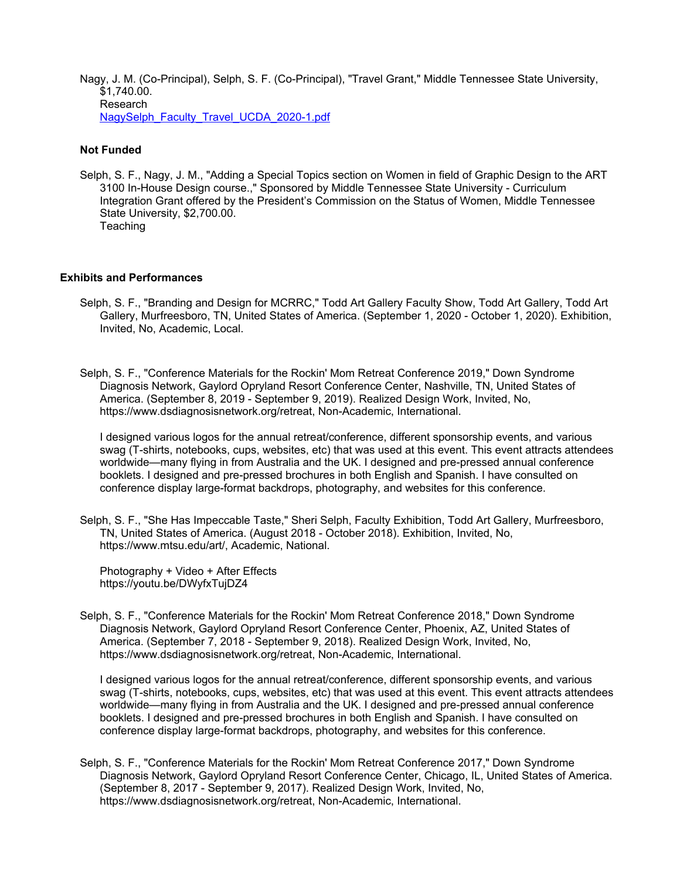Nagy, J. M. (Co-Principal), Selph, S. F. (Co-Principal), "Travel Grant," Middle Tennessee State University, $1,740.00.
Research
[NagySelph_Faculty_Travel_UCDA_2020-1.pdf](NagySelph_Faculty_Travel_UCDA_2020-1.pdf)

**Not Funded**

Selph, S. F., Nagy, J. M., "Adding a Special Topics section on Women in field of Graphic Design to the ART 3100 In-House Design course.," Sponsored by Middle Tennessee State University - Curriculum Integration Grant offered by the President's Commission on the Status of Women, Middle Tennessee State University, $2,700.00.
Teaching

### Exhibits and Performances

Selph, S. F., "Branding and Design for MCRRC," Todd Art Gallery Faculty Show, Todd Art Gallery, Todd Art Gallery, Murfreesboro, TN, United States of America. (September 1, 2020 - October 1, 2020). Exhibition, Invited, No, Academic, Local.

Selph, S. F., "Conference Materials for the Rockin' Mom Retreat Conference 2019," Down Syndrome Diagnosis Network, Gaylord Opryland Resort Conference Center, Nashville, TN, United States of America. (September 8, 2019 - September 9, 2019). Realized Design Work, Invited, No, https://www.dsdiagnosisnetwork.org/retreat, Non-Academic, International.

I designed various logos for the annual retreat/conference, different sponsorship events, and various swag (T-shirts, notebooks, cups, websites, etc) that was used at this event. This event attracts attendees worldwide—many flying in from Australia and the UK. I designed and pre-pressed annual conference booklets. I designed and pre-pressed brochures in both English and Spanish. I have consulted on conference display large-format backdrops, photography, and websites for this conference.

Selph, S. F., "She Has Impeccable Taste," Sheri Selph, Faculty Exhibition, Todd Art Gallery, Murfreesboro, TN, United States of America. (August 2018 - October 2018). Exhibition, Invited, No, https://www.mtsu.edu/art/, Academic, National.

Photography + Video + After Effects
https://youtu.be/DWyfxTujDZ4

Selph, S. F., "Conference Materials for the Rockin' Mom Retreat Conference 2018," Down Syndrome Diagnosis Network, Gaylord Opryland Resort Conference Center, Phoenix, AZ, United States of America. (September 7, 2018 - September 9, 2018). Realized Design Work, Invited, No, https://www.dsdiagnosisnetwork.org/retreat, Non-Academic, International.

I designed various logos for the annual retreat/conference, different sponsorship events, and various swag (T-shirts, notebooks, cups, websites, etc) that was used at this event. This event attracts attendees worldwide—many flying in from Australia and the UK. I designed and pre-pressed annual conference booklets. I designed and pre-pressed brochures in both English and Spanish. I have consulted on conference display large-format backdrops, photography, and websites for this conference.

Selph, S. F., "Conference Materials for the Rockin' Mom Retreat Conference 2017," Down Syndrome Diagnosis Network, Gaylord Opryland Resort Conference Center, Chicago, IL, United States of America. (September 8, 2017 - September 9, 2017). Realized Design Work, Invited, No, https://www.dsdiagnosisnetwork.org/retreat, Non-Academic, International.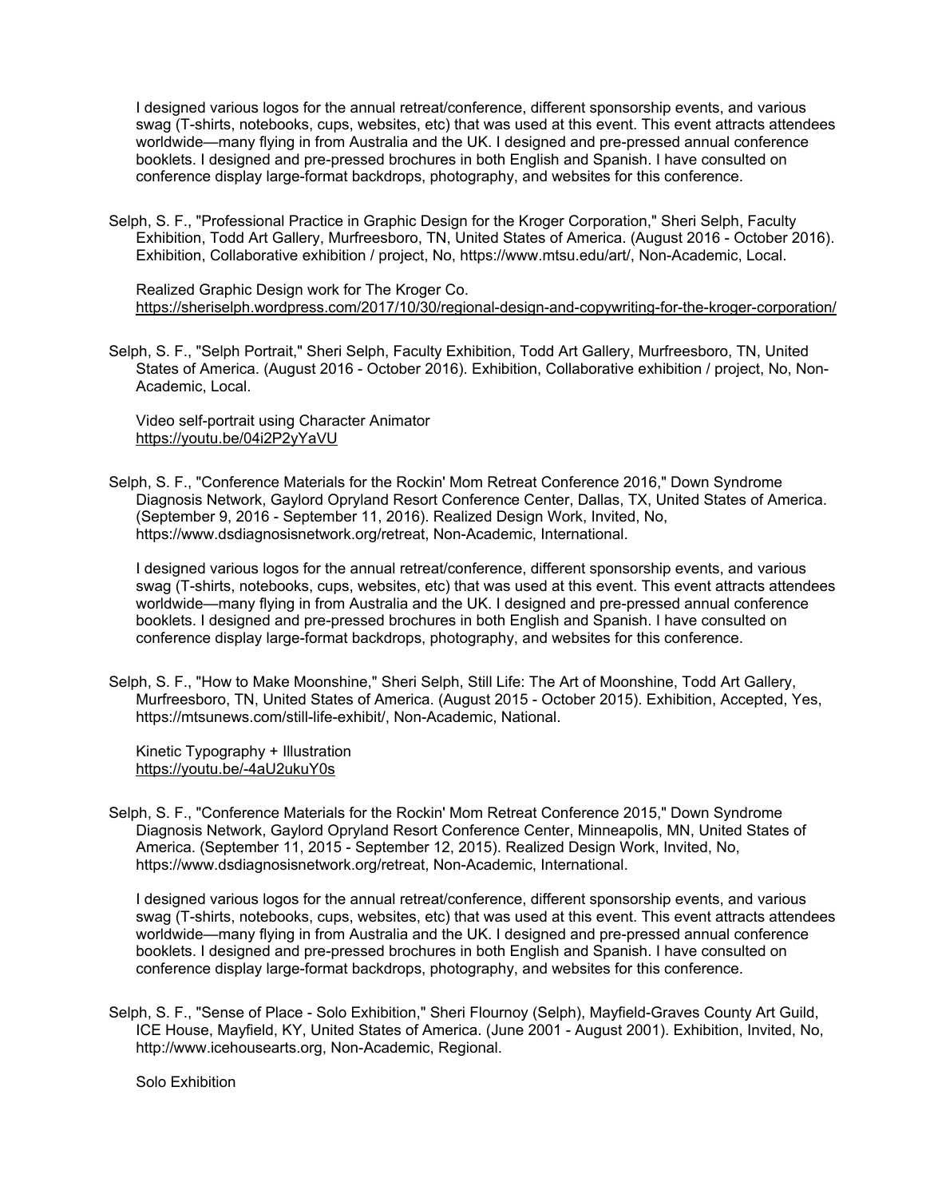I designed various logos for the annual retreat/conference, different sponsorship events, and various swag (T-shirts, notebooks, cups, websites, etc) that was used at this event. This event attracts attendees worldwide—many flying in from Australia and the UK. I designed and pre-pressed annual conference booklets. I designed and pre-pressed brochures in both English and Spanish. I have consulted on conference display large-format backdrops, photography, and websites for this conference.

Selph, S. F., "Professional Practice in Graphic Design for the Kroger Corporation," Sheri Selph, Faculty Exhibition, Todd Art Gallery, Murfreesboro, TN, United States of America. (August 2016 - October 2016). Exhibition, Collaborative exhibition / project, No, https://www.mtsu.edu/art/, Non-Academic, Local.

Realized Graphic Design work for The Kroger Co.
https://sheriselph.wordpress.com/2017/10/30/regional-design-and-copywriting-for-the-kroger-corporation/

Selph, S. F., "Selph Portrait," Sheri Selph, Faculty Exhibition, Todd Art Gallery, Murfreesboro, TN, United States of America. (August 2016 - October 2016). Exhibition, Collaborative exhibition / project, No, Non-Academic, Local.

Video self-portrait using Character Animator
https://youtu.be/04i2P2yYaVU

Selph, S. F., "Conference Materials for the Rockin' Mom Retreat Conference 2016," Down Syndrome Diagnosis Network, Gaylord Opryland Resort Conference Center, Dallas, TX, United States of America. (September 9, 2016 - September 11, 2016). Realized Design Work, Invited, No, https://www.dsdiagnosisnetwork.org/retreat, Non-Academic, International.

I designed various logos for the annual retreat/conference, different sponsorship events, and various swag (T-shirts, notebooks, cups, websites, etc) that was used at this event. This event attracts attendees worldwide—many flying in from Australia and the UK. I designed and pre-pressed annual conference booklets. I designed and pre-pressed brochures in both English and Spanish. I have consulted on conference display large-format backdrops, photography, and websites for this conference.

Selph, S. F., "How to Make Moonshine," Sheri Selph, Still Life: The Art of Moonshine, Todd Art Gallery, Murfreesboro, TN, United States of America. (August 2015 - October 2015). Exhibition, Accepted, Yes, https://mtsunews.com/still-life-exhibit/, Non-Academic, National.

Kinetic Typography + Illustration
https://youtu.be/-4aU2ukuY0s

Selph, S. F., "Conference Materials for the Rockin' Mom Retreat Conference 2015," Down Syndrome Diagnosis Network, Gaylord Opryland Resort Conference Center, Minneapolis, MN, United States of America. (September 11, 2015 - September 12, 2015). Realized Design Work, Invited, No, https://www.dsdiagnosisnetwork.org/retreat, Non-Academic, International.

I designed various logos for the annual retreat/conference, different sponsorship events, and various swag (T-shirts, notebooks, cups, websites, etc) that was used at this event. This event attracts attendees worldwide—many flying in from Australia and the UK. I designed and pre-pressed annual conference booklets. I designed and pre-pressed brochures in both English and Spanish. I have consulted on conference display large-format backdrops, photography, and websites for this conference.

Selph, S. F., "Sense of Place - Solo Exhibition," Sheri Flournoy (Selph), Mayfield-Graves County Art Guild, ICE House, Mayfield, KY, United States of America. (June 2001 - August 2001). Exhibition, Invited, No, http://www.icehousearts.org, Non-Academic, Regional.

Solo Exhibition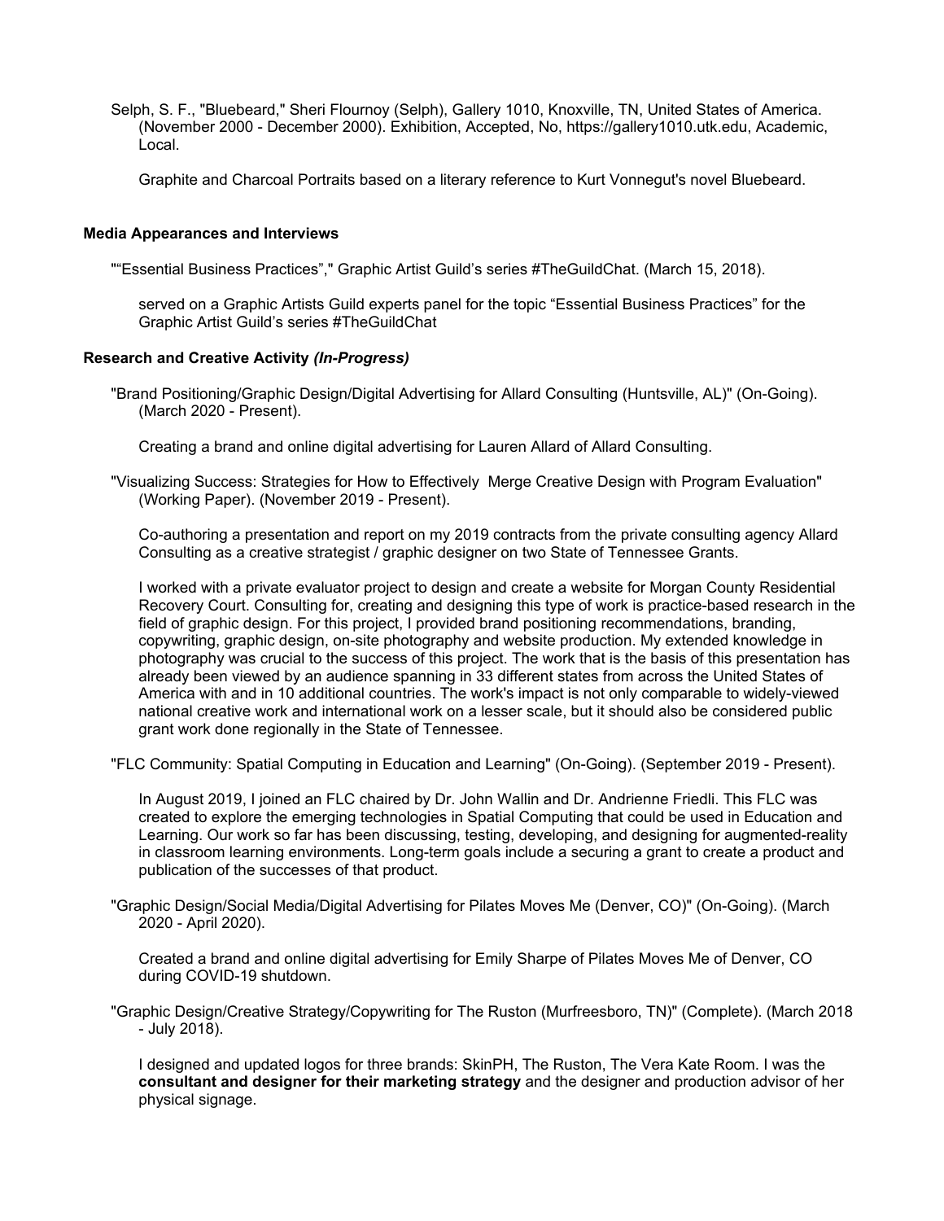Selph, S. F., "Bluebeard," Sheri Flournoy (Selph), Gallery 1010, Knoxville, TN, United States of America. (November 2000 - December 2000). Exhibition, Accepted, No, https://gallery1010.utk.edu, Academic, Local.

Graphite and Charcoal Portraits based on a literary reference to Kurt Vonnegut's novel Bluebeard.

### Media Appearances and Interviews

"“Essential Business Practices”," Graphic Artist Guild’s series #TheGuildChat. (March 15, 2018).

served on a Graphic Artists Guild experts panel for the topic “Essential Business Practices” for the Graphic Artist Guild’s series #TheGuildChat

### Research and Creative Activity *(In-Progress)*

"Brand Positioning/Graphic Design/Digital Advertising for Allard Consulting (Huntsville, AL)" (On-Going). (March 2020 - Present).

Creating a brand and online digital advertising for Lauren Allard of Allard Consulting.

"Visualizing Success: Strategies for How to Effectively Merge Creative Design with Program Evaluation" (Working Paper). (November 2019 - Present).

Co-authoring a presentation and report on my 2019 contracts from the private consulting agency Allard Consulting as a creative strategist / graphic designer on two State of Tennessee Grants.

I worked with a private evaluator project to design and create a website for Morgan County Residential Recovery Court. Consulting for, creating and designing this type of work is practice-based research in the field of graphic design. For this project, I provided brand positioning recommendations, branding, copywriting, graphic design, on-site photography and website production. My extended knowledge in photography was crucial to the success of this project. The work that is the basis of this presentation has already been viewed by an audience spanning in 33 different states from across the United States of America with and in 10 additional countries. The work's impact is not only comparable to widely-viewed national creative work and international work on a lesser scale, but it should also be considered public grant work done regionally in the State of Tennessee.

"FLC Community: Spatial Computing in Education and Learning" (On-Going). (September 2019 - Present).

In August 2019, I joined an FLC chaired by Dr. John Wallin and Dr. Andrienne Friedli. This FLC was created to explore the emerging technologies in Spatial Computing that could be used in Education and Learning. Our work so far has been discussing, testing, developing, and designing for augmented-reality in classroom learning environments. Long-term goals include a securing a grant to create a product and publication of the successes of that product.

"Graphic Design/Social Media/Digital Advertising for Pilates Moves Me (Denver, CO)" (On-Going). (March 2020 - April 2020).

Created a brand and online digital advertising for Emily Sharpe of Pilates Moves Me of Denver, CO during COVID-19 shutdown.

"Graphic Design/Creative Strategy/Copywriting for The Ruston (Murfreesboro, TN)" (Complete). (March 2018 - July 2018).

I designed and updated logos for three brands: SkinPH, The Ruston, The Vera Kate Room. I was the **consultant and designer for their marketing strategy** and the designer and production advisor of her physical signage.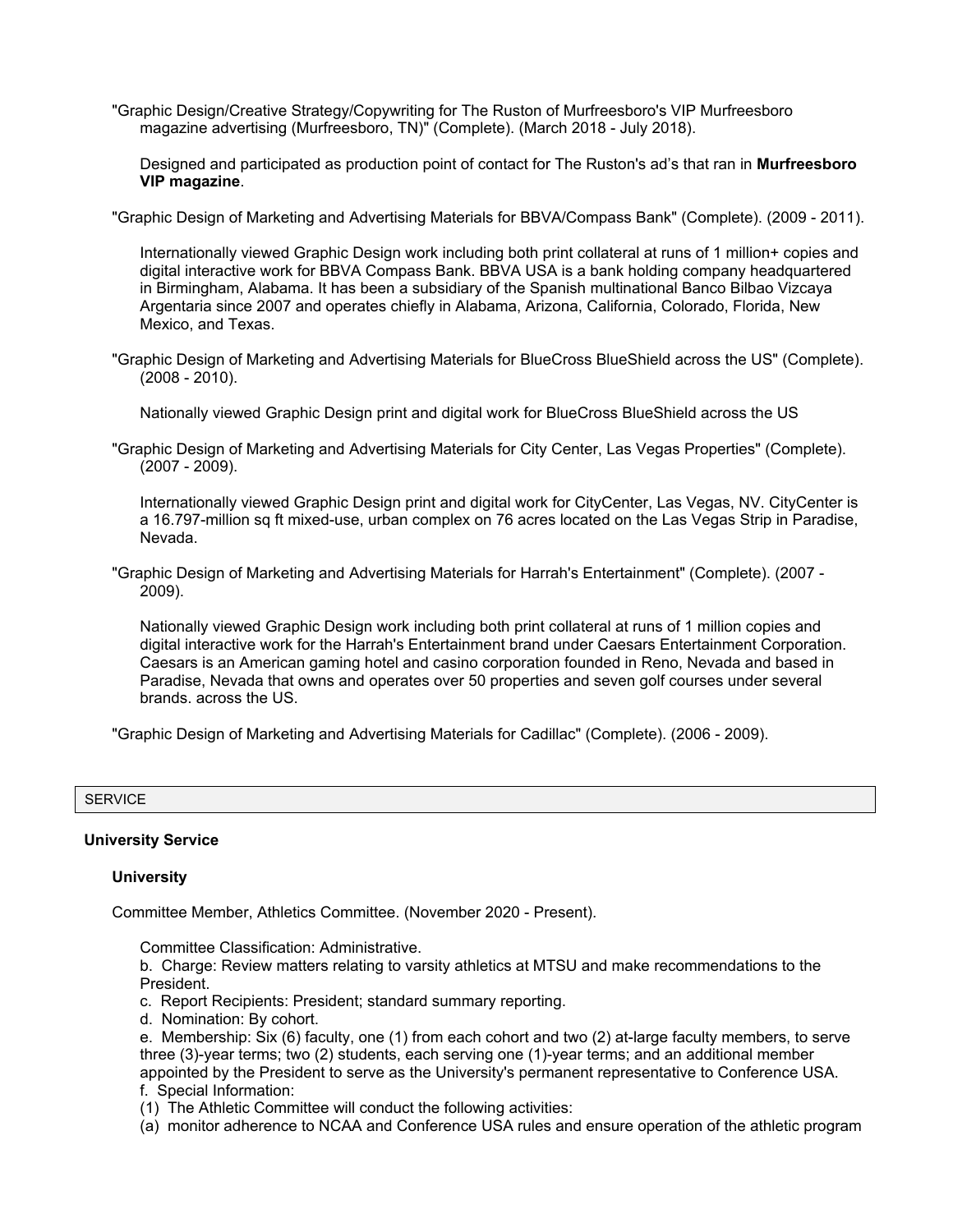"Graphic Design/Creative Strategy/Copywriting for The Ruston of Murfreesboro's VIP Murfreesboro magazine advertising (Murfreesboro, TN)" (Complete). (March 2018 - July 2018).

Designed and participated as production point of contact for The Ruston's ad's that ran in **Murfreesboro VIP magazine**.

"Graphic Design of Marketing and Advertising Materials for BBVA/Compass Bank" (Complete). (2009 - 2011).

Internationally viewed Graphic Design work including both print collateral at runs of 1 million+ copies and digital interactive work for BBVA Compass Bank. BBVA USA is a bank holding company headquartered in Birmingham, Alabama. It has been a subsidiary of the Spanish multinational Banco Bilbao Vizcaya Argentaria since 2007 and operates chiefly in Alabama, Arizona, California, Colorado, Florida, New Mexico, and Texas.

"Graphic Design of Marketing and Advertising Materials for BlueCross BlueShield across the US" (Complete). (2008 - 2010).

Nationally viewed Graphic Design print and digital work for BlueCross BlueShield across the US

"Graphic Design of Marketing and Advertising Materials for City Center, Las Vegas Properties" (Complete). (2007 - 2009).

Internationally viewed Graphic Design print and digital work for CityCenter, Las Vegas, NV. CityCenter is a 16.797-million sq ft mixed-use, urban complex on 76 acres located on the Las Vegas Strip in Paradise, Nevada.

"Graphic Design of Marketing and Advertising Materials for Harrah's Entertainment" (Complete). (2007 - 2009).

Nationally viewed Graphic Design work including both print collateral at runs of 1 million copies and digital interactive work for the Harrah's Entertainment brand under Caesars Entertainment Corporation. Caesars is an American gaming hotel and casino corporation founded in Reno, Nevada and based in Paradise, Nevada that owns and operates over 50 properties and seven golf courses under several brands. across the US.

"Graphic Design of Marketing and Advertising Materials for Cadillac" (Complete). (2006 - 2009).

## SERVICE

### University Service

#### University

Committee Member, Athletics Committee. (November 2020 - Present).

Committee Classification: Administrative.
b. Charge: Review matters relating to varsity athletics at MTSU and make recommendations to the President.
c. Report Recipients: President; standard summary reporting.
d. Nomination: By cohort.
e. Membership: Six (6) faculty, one (1) from each cohort and two (2) at-large faculty members, to serve three (3)-year terms; two (2) students, each serving one (1)-year terms; and an additional member appointed by the President to serve as the University's permanent representative to Conference USA.
f. Special Information:
(1) The Athletic Committee will conduct the following activities:
(a) monitor adherence to NCAA and Conference USA rules and ensure operation of the athletic program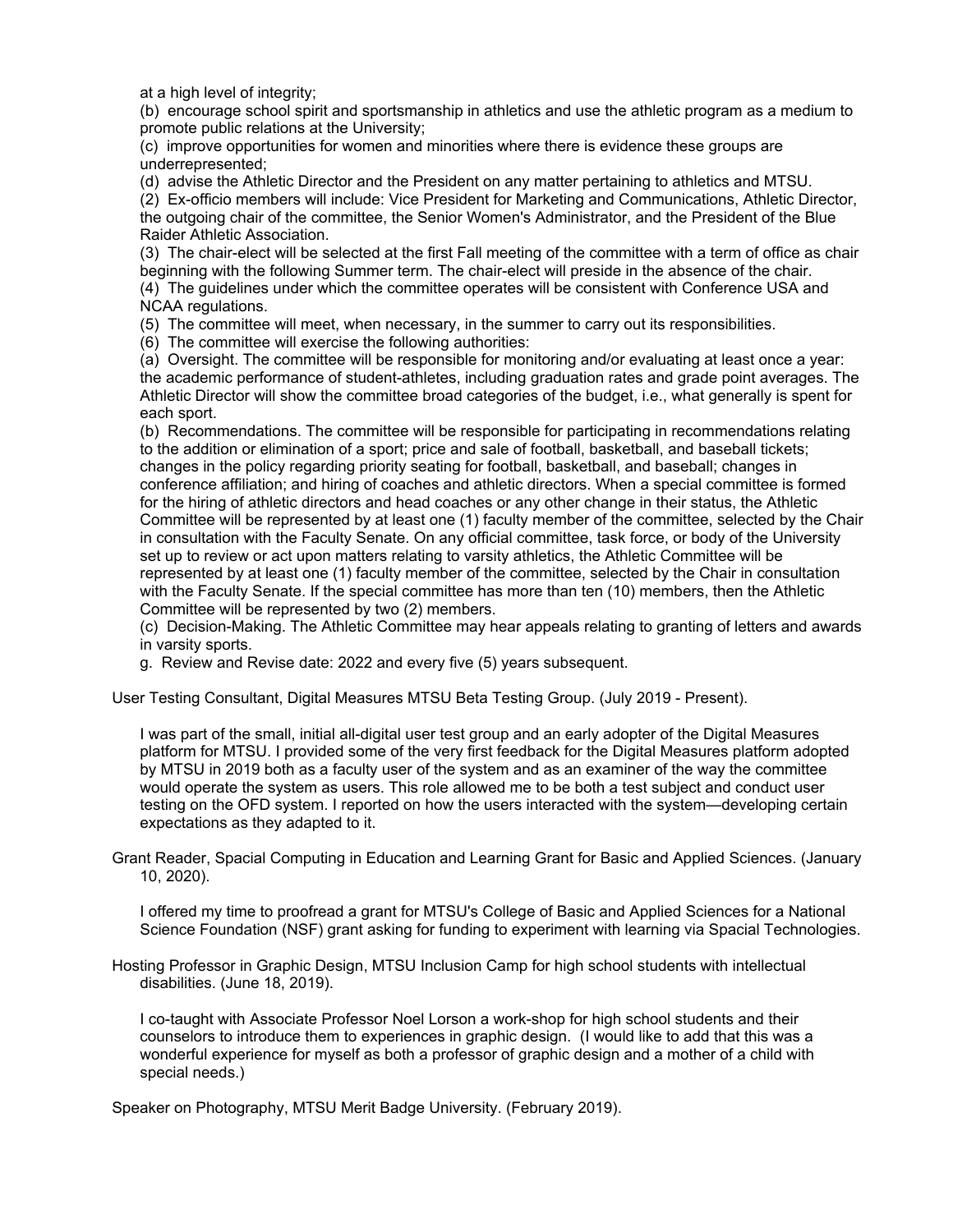at a high level of integrity;

(b) encourage school spirit and sportsmanship in athletics and use the athletic program as a medium to promote public relations at the University;

(c) improve opportunities for women and minorities where there is evidence these groups are underrepresented;

(d) advise the Athletic Director and the President on any matter pertaining to athletics and MTSU.

(2) Ex-officio members will include: Vice President for Marketing and Communications, Athletic Director, the outgoing chair of the committee, the Senior Women's Administrator, and the President of the Blue Raider Athletic Association.

(3) The chair-elect will be selected at the first Fall meeting of the committee with a term of office as chair beginning with the following Summer term. The chair-elect will preside in the absence of the chair.

(4) The guidelines under which the committee operates will be consistent with Conference USA and NCAA regulations.

(5) The committee will meet, when necessary, in the summer to carry out its responsibilities.

(6) The committee will exercise the following authorities:

(a) Oversight. The committee will be responsible for monitoring and/or evaluating at least once a year: the academic performance of student-athletes, including graduation rates and grade point averages. The Athletic Director will show the committee broad categories of the budget, i.e., what generally is spent for each sport.

(b) Recommendations. The committee will be responsible for participating in recommendations relating to the addition or elimination of a sport; price and sale of football, basketball, and baseball tickets; changes in the policy regarding priority seating for football, basketball, and baseball; changes in conference affiliation; and hiring of coaches and athletic directors. When a special committee is formed for the hiring of athletic directors and head coaches or any other change in their status, the Athletic Committee will be represented by at least one (1) faculty member of the committee, selected by the Chair in consultation with the Faculty Senate. On any official committee, task force, or body of the University set up to review or act upon matters relating to varsity athletics, the Athletic Committee will be represented by at least one (1) faculty member of the committee, selected by the Chair in consultation with the Faculty Senate. If the special committee has more than ten (10) members, then the Athletic Committee will be represented by two (2) members.

(c) Decision-Making. The Athletic Committee may hear appeals relating to granting of letters and awards in varsity sports.

g. Review and Revise date: 2022 and every five (5) years subsequent.

User Testing Consultant, Digital Measures MTSU Beta Testing Group. (July 2019 - Present).

I was part of the small, initial all-digital user test group and an early adopter of the Digital Measures platform for MTSU. I provided some of the very first feedback for the Digital Measures platform adopted by MTSU in 2019 both as a faculty user of the system and as an examiner of the way the committee would operate the system as users. This role allowed me to be both a test subject and conduct user testing on the OFD system. I reported on how the users interacted with the system—developing certain expectations as they adapted to it.

Grant Reader, Spacial Computing in Education and Learning Grant for Basic and Applied Sciences. (January 10, 2020).

I offered my time to proofread a grant for MTSU's College of Basic and Applied Sciences for a National Science Foundation (NSF) grant asking for funding to experiment with learning via Spacial Technologies.

Hosting Professor in Graphic Design, MTSU Inclusion Camp for high school students with intellectual disabilities. (June 18, 2019).

I co-taught with Associate Professor Noel Lorson a work-shop for high school students and their counselors to introduce them to experiences in graphic design. (I would like to add that this was a wonderful experience for myself as both a professor of graphic design and a mother of a child with special needs.)

Speaker on Photography, MTSU Merit Badge University. (February 2019).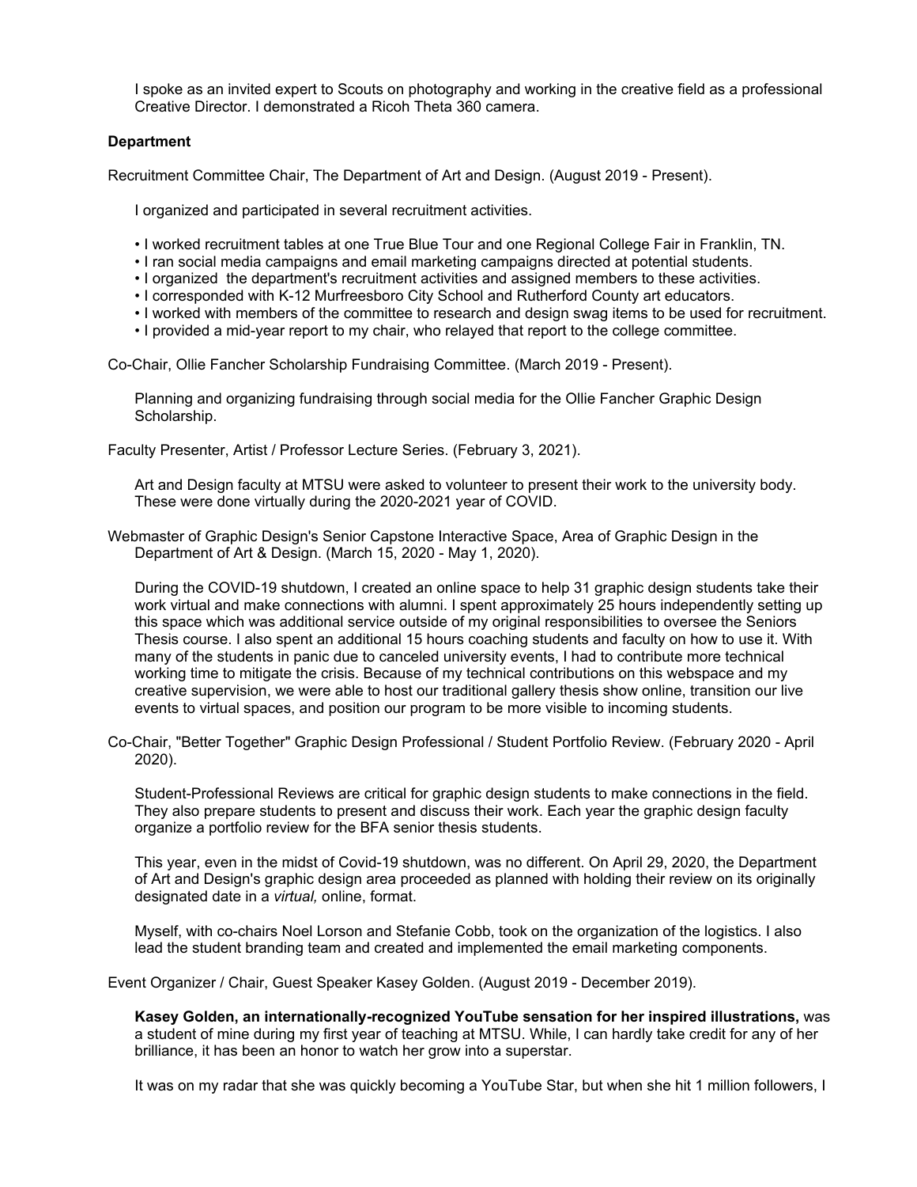I spoke as an invited expert to Scouts on photography and working in the creative field as a professional Creative Director. I demonstrated a Ricoh Theta 360 camera.

**Department**

Recruitment Committee Chair, The Department of Art and Design. (August 2019 - Present).

I organized and participated in several recruitment activities.

- I worked recruitment tables at one True Blue Tour and one Regional College Fair in Franklin, TN.
- I ran social media campaigns and email marketing campaigns directed at potential students.
- I organized the department's recruitment activities and assigned members to these activities.
- I corresponded with K-12 Murfreesboro City School and Rutherford County art educators.
- I worked with members of the committee to research and design swag items to be used for recruitment.
- I provided a mid-year report to my chair, who relayed that report to the college committee.

Co-Chair, Ollie Fancher Scholarship Fundraising Committee. (March 2019 - Present).

Planning and organizing fundraising through social media for the Ollie Fancher Graphic Design Scholarship.

Faculty Presenter, Artist / Professor Lecture Series. (February 3, 2021).

Art and Design faculty at MTSU were asked to volunteer to present their work to the university body. These were done virtually during the 2020-2021 year of COVID.

Webmaster of Graphic Design's Senior Capstone Interactive Space, Area of Graphic Design in the Department of Art & Design. (March 15, 2020 - May 1, 2020).

During the COVID-19 shutdown, I created an online space to help 31 graphic design students take their work virtual and make connections with alumni. I spent approximately 25 hours independently setting up this space which was additional service outside of my original responsibilities to oversee the Seniors Thesis course. I also spent an additional 15 hours coaching students and faculty on how to use it. With many of the students in panic due to canceled university events, I had to contribute more technical working time to mitigate the crisis. Because of my technical contributions on this webspace and my creative supervision, we were able to host our traditional gallery thesis show online, transition our live events to virtual spaces, and position our program to be more visible to incoming students.

Co-Chair, "Better Together" Graphic Design Professional / Student Portfolio Review. (February 2020 - April 2020).

Student-Professional Reviews are critical for graphic design students to make connections in the field. They also prepare students to present and discuss their work. Each year the graphic design faculty organize a portfolio review for the BFA senior thesis students.

This year, even in the midst of Covid-19 shutdown, was no different. On April 29, 2020, the Department of Art and Design's graphic design area proceeded as planned with holding their review on its originally designated date in a *virtual,* online, format.

Myself, with co-chairs Noel Lorson and Stefanie Cobb, took on the organization of the logistics. I also lead the student branding team and created and implemented the email marketing components.

Event Organizer / Chair, Guest Speaker Kasey Golden. (August 2019 - December 2019).

**Kasey Golden, an internationally-recognized YouTube sensation for her inspired illustrations,** was a student of mine during my first year of teaching at MTSU. While, I can hardly take credit for any of her brilliance, it has been an honor to watch her grow into a superstar.

It was on my radar that she was quickly becoming a YouTube Star, but when she hit 1 million followers, I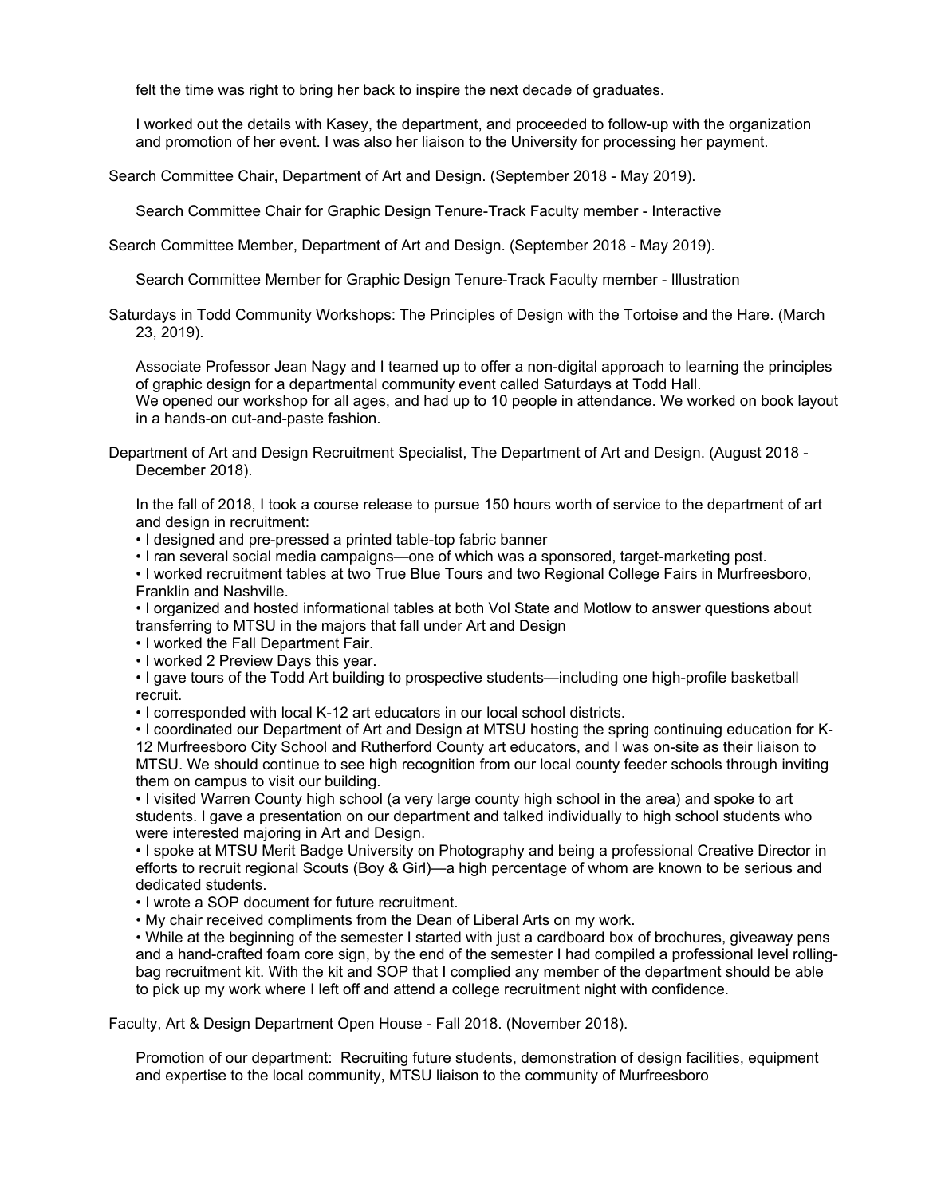felt the time was right to bring her back to inspire the next decade of graduates.

I worked out the details with Kasey, the department, and proceeded to follow-up with the organization and promotion of her event. I was also her liaison to the University for processing her payment.

Search Committee Chair, Department of Art and Design. (September 2018 - May 2019).

Search Committee Chair for Graphic Design Tenure-Track Faculty member - Interactive

Search Committee Member, Department of Art and Design. (September 2018 - May 2019).

Search Committee Member for Graphic Design Tenure-Track Faculty member - Illustration

Saturdays in Todd Community Workshops: The Principles of Design with the Tortoise and the Hare. (March 23, 2019).

Associate Professor Jean Nagy and I teamed up to offer a non-digital approach to learning the principles of graphic design for a departmental community event called Saturdays at Todd Hall.
We opened our workshop for all ages, and had up to 10 people in attendance. We worked on book layout in a hands-on cut-and-paste fashion.

Department of Art and Design Recruitment Specialist, The Department of Art and Design. (August 2018 - December 2018).

In the fall of 2018, I took a course release to pursue 150 hours worth of service to the department of art and design in recruitment:

- I designed and pre-pressed a printed table-top fabric banner
- I ran several social media campaigns—one of which was a sponsored, target-marketing post.
- I worked recruitment tables at two True Blue Tours and two Regional College Fairs in Murfreesboro, Franklin and Nashville.
- I organized and hosted informational tables at both Vol State and Motlow to answer questions about transferring to MTSU in the majors that fall under Art and Design
- I worked the Fall Department Fair.
- I worked 2 Preview Days this year.
- I gave tours of the Todd Art building to prospective students—including one high-profile basketball recruit.
- I corresponded with local K-12 art educators in our local school districts.
- I coordinated our Department of Art and Design at MTSU hosting the spring continuing education for K-12 Murfreesboro City School and Rutherford County art educators, and I was on-site as their liaison to MTSU. We should continue to see high recognition from our local county feeder schools through inviting them on campus to visit our building.
- I visited Warren County high school (a very large county high school in the area) and spoke to art students. I gave a presentation on our department and talked individually to high school students who were interested majoring in Art and Design.
- I spoke at MTSU Merit Badge University on Photography and being a professional Creative Director in efforts to recruit regional Scouts (Boy & Girl)—a high percentage of whom are known to be serious and dedicated students.
- I wrote a SOP document for future recruitment.
- My chair received compliments from the Dean of Liberal Arts on my work.
- While at the beginning of the semester I started with just a cardboard box of brochures, giveaway pens and a hand-crafted foam core sign, by the end of the semester I had compiled a professional level rolling-bag recruitment kit. With the kit and SOP that I complied any member of the department should be able to pick up my work where I left off and attend a college recruitment night with confidence.

Faculty, Art & Design Department Open House - Fall 2018. (November 2018).

Promotion of our department: Recruiting future students, demonstration of design facilities, equipment and expertise to the local community, MTSU liaison to the community of Murfreesboro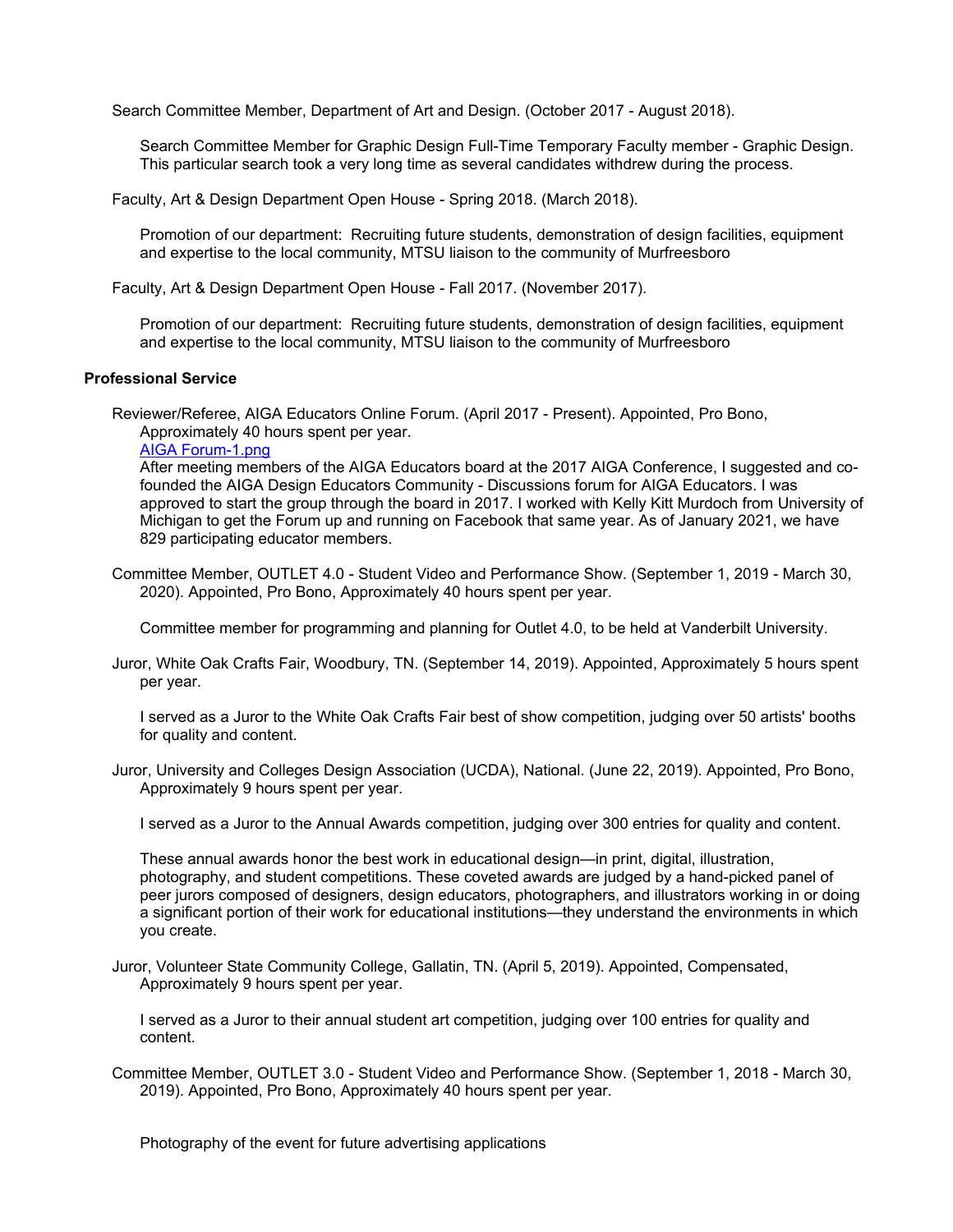Search Committee Member, Department of Art and Design. (October 2017 - August 2018).

Search Committee Member for Graphic Design Full-Time Temporary Faculty member - Graphic Design. This particular search took a very long time as several candidates withdrew during the process.

Faculty, Art & Design Department Open House - Spring 2018. (March 2018).

Promotion of our department: Recruiting future students, demonstration of design facilities, equipment and expertise to the local community, MTSU liaison to the community of Murfreesboro

Faculty, Art & Design Department Open House - Fall 2017. (November 2017).

Promotion of our department: Recruiting future students, demonstration of design facilities, equipment and expertise to the local community, MTSU liaison to the community of Murfreesboro

**Professional Service**

Reviewer/Referee, AIGA Educators Online Forum. (April 2017 - Present). Appointed, Pro Bono, Approximately 40 hours spent per year.

AIGA Forum-1.png

After meeting members of the AIGA Educators board at the 2017 AIGA Conference, I suggested and co-founded the AIGA Design Educators Community - Discussions forum for AIGA Educators. I was approved to start the group through the board in 2017. I worked with Kelly Kitt Murdoch from University of Michigan to get the Forum up and running on Facebook that same year. As of January 2021, we have 829 participating educator members.

Committee Member, OUTLET 4.0 - Student Video and Performance Show. (September 1, 2019 - March 30, 2020). Appointed, Pro Bono, Approximately 40 hours spent per year.

Committee member for programming and planning for Outlet 4.0, to be held at Vanderbilt University.

Juror, White Oak Crafts Fair, Woodbury, TN. (September 14, 2019). Appointed, Approximately 5 hours spent per year.

I served as a Juror to the White Oak Crafts Fair best of show competition, judging over 50 artists' booths for quality and content.

Juror, University and Colleges Design Association (UCDA), National. (June 22, 2019). Appointed, Pro Bono, Approximately 9 hours spent per year.

I served as a Juror to the Annual Awards competition, judging over 300 entries for quality and content.

These annual awards honor the best work in educational design—in print, digital, illustration, photography, and student competitions. These coveted awards are judged by a hand-picked panel of peer jurors composed of designers, design educators, photographers, and illustrators working in or doing a significant portion of their work for educational institutions—they understand the environments in which you create.

Juror, Volunteer State Community College, Gallatin, TN. (April 5, 2019). Appointed, Compensated, Approximately 9 hours spent per year.

I served as a Juror to their annual student art competition, judging over 100 entries for quality and content.

Committee Member, OUTLET 3.0 - Student Video and Performance Show. (September 1, 2018 - March 30, 2019). Appointed, Pro Bono, Approximately 40 hours spent per year.

Photography of the event for future advertising applications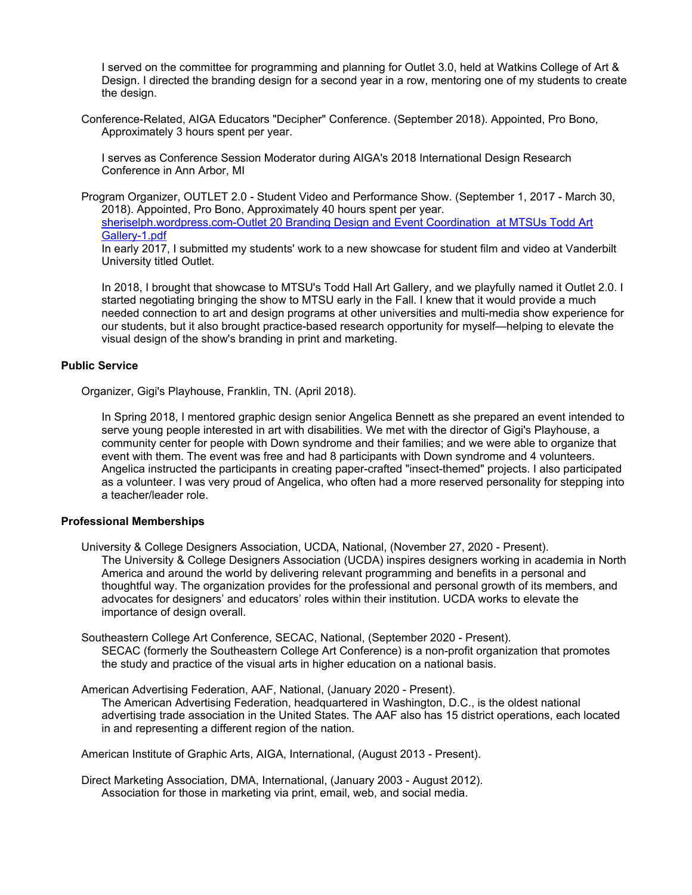I served on the committee for programming and planning for Outlet 3.0, held at Watkins College of Art & Design. I directed the branding design for a second year in a row, mentoring one of my students to create the design.

Conference-Related, AIGA Educators "Decipher" Conference. (September 2018). Appointed, Pro Bono, Approximately 3 hours spent per year.

I serves as Conference Session Moderator during AIGA's 2018 International Design Research Conference in Ann Arbor, MI

Program Organizer, OUTLET 2.0 - Student Video and Performance Show. (September 1, 2017 - March 30, 2018). Appointed, Pro Bono, Approximately 40 hours spent per year.
sheriselph.wordpress.com-Outlet 20 Branding Design and Event Coordination at MTSUs Todd Art Gallery-1.pdf
In early 2017, I submitted my students' work to a new showcase for student film and video at Vanderbilt University titled Outlet.

In 2018, I brought that showcase to MTSU's Todd Hall Art Gallery, and we playfully named it Outlet 2.0. I started negotiating bringing the show to MTSU early in the Fall. I knew that it would provide a much needed connection to art and design programs at other universities and multi-media show experience for our students, but it also brought practice-based research opportunity for myself—helping to elevate the visual design of the show's branding in print and marketing.

**Public Service**

Organizer, Gigi's Playhouse, Franklin, TN. (April 2018).

In Spring 2018, I mentored graphic design senior Angelica Bennett as she prepared an event intended to serve young people interested in art with disabilities. We met with the director of Gigi's Playhouse, a community center for people with Down syndrome and their families; and we were able to organize that event with them. The event was free and had 8 participants with Down syndrome and 4 volunteers. Angelica instructed the participants in creating paper-crafted "insect-themed" projects. I also participated as a volunteer. I was very proud of Angelica, who often had a more reserved personality for stepping into a teacher/leader role.

**Professional Memberships**

University & College Designers Association, UCDA, National, (November 27, 2020 - Present).
The University & College Designers Association (UCDA) inspires designers working in academia in North America and around the world by delivering relevant programming and benefits in a personal and thoughtful way. The organization provides for the professional and personal growth of its members, and advocates for designers' and educators' roles within their institution. UCDA works to elevate the importance of design overall.

Southeastern College Art Conference, SECAC, National, (September 2020 - Present).
SECAC (formerly the Southeastern College Art Conference) is a non-profit organization that promotes the study and practice of the visual arts in higher education on a national basis.

American Advertising Federation, AAF, National, (January 2020 - Present).
The American Advertising Federation, headquartered in Washington, D.C., is the oldest national advertising trade association in the United States. The AAF also has 15 district operations, each located in and representing a different region of the nation.

American Institute of Graphic Arts, AIGA, International, (August 2013 - Present).

Direct Marketing Association, DMA, International, (January 2003 - August 2012).
Association for those in marketing via print, email, web, and social media.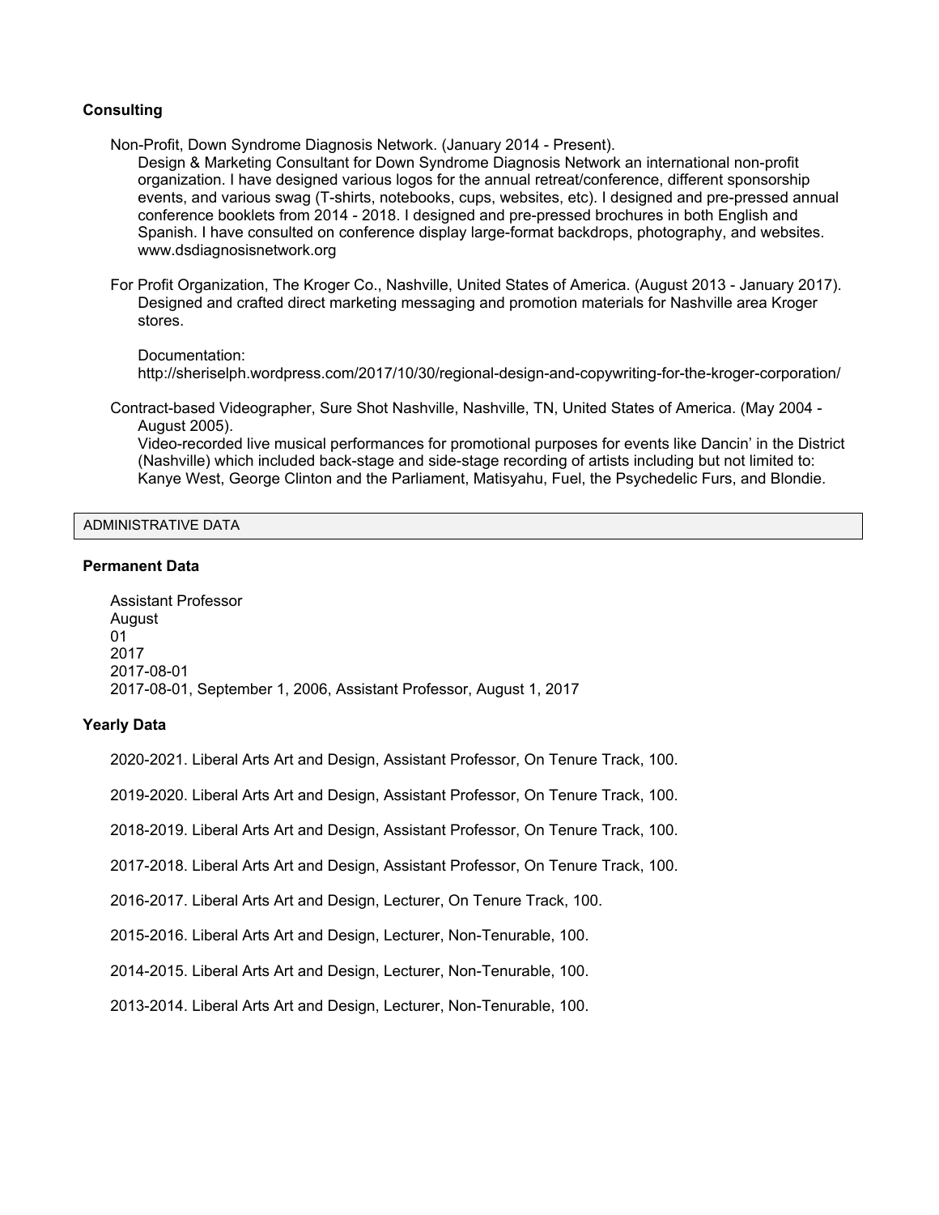### Consulting

Non-Profit, Down Syndrome Diagnosis Network. (January 2014 - Present).
Design & Marketing Consultant for Down Syndrome Diagnosis Network an international non-profit organization. I have designed various logos for the annual retreat/conference, different sponsorship events, and various swag (T-shirts, notebooks, cups, websites, etc). I designed and pre-pressed annual conference booklets from 2014 - 2018. I designed and pre-pressed brochures in both English and Spanish. I have consulted on conference display large-format backdrops, photography, and websites. www.dsdiagnosisnetwork.org

For Profit Organization, The Kroger Co., Nashville, United States of America. (August 2013 - January 2017).
Designed and crafted direct marketing messaging and promotion materials for Nashville area Kroger stores.

Documentation:
http://sheriselph.wordpress.com/2017/10/30/regional-design-and-copywriting-for-the-kroger-corporation/

Contract-based Videographer, Sure Shot Nashville, Nashville, TN, United States of America. (May 2004 - August 2005).
Video-recorded live musical performances for promotional purposes for events like Dancin' in the District (Nashville) which included back-stage and side-stage recording of artists including but not limited to: Kanye West, George Clinton and the Parliament, Matisyahu, Fuel, the Psychedelic Furs, and Blondie.

## ADMINISTRATIVE DATA

### Permanent Data

Assistant Professor
August
01
2017
2017-08-01
2017-08-01, September 1, 2006, Assistant Professor, August 1, 2017

### Yearly Data

2020-2021. Liberal Arts Art and Design, Assistant Professor, On Tenure Track, 100.

2019-2020. Liberal Arts Art and Design, Assistant Professor, On Tenure Track, 100.

2018-2019. Liberal Arts Art and Design, Assistant Professor, On Tenure Track, 100.

2017-2018. Liberal Arts Art and Design, Assistant Professor, On Tenure Track, 100.

2016-2017. Liberal Arts Art and Design, Lecturer, On Tenure Track, 100.

2015-2016. Liberal Arts Art and Design, Lecturer, Non-Tenurable, 100.

2014-2015. Liberal Arts Art and Design, Lecturer, Non-Tenurable, 100.

2013-2014. Liberal Arts Art and Design, Lecturer, Non-Tenurable, 100.